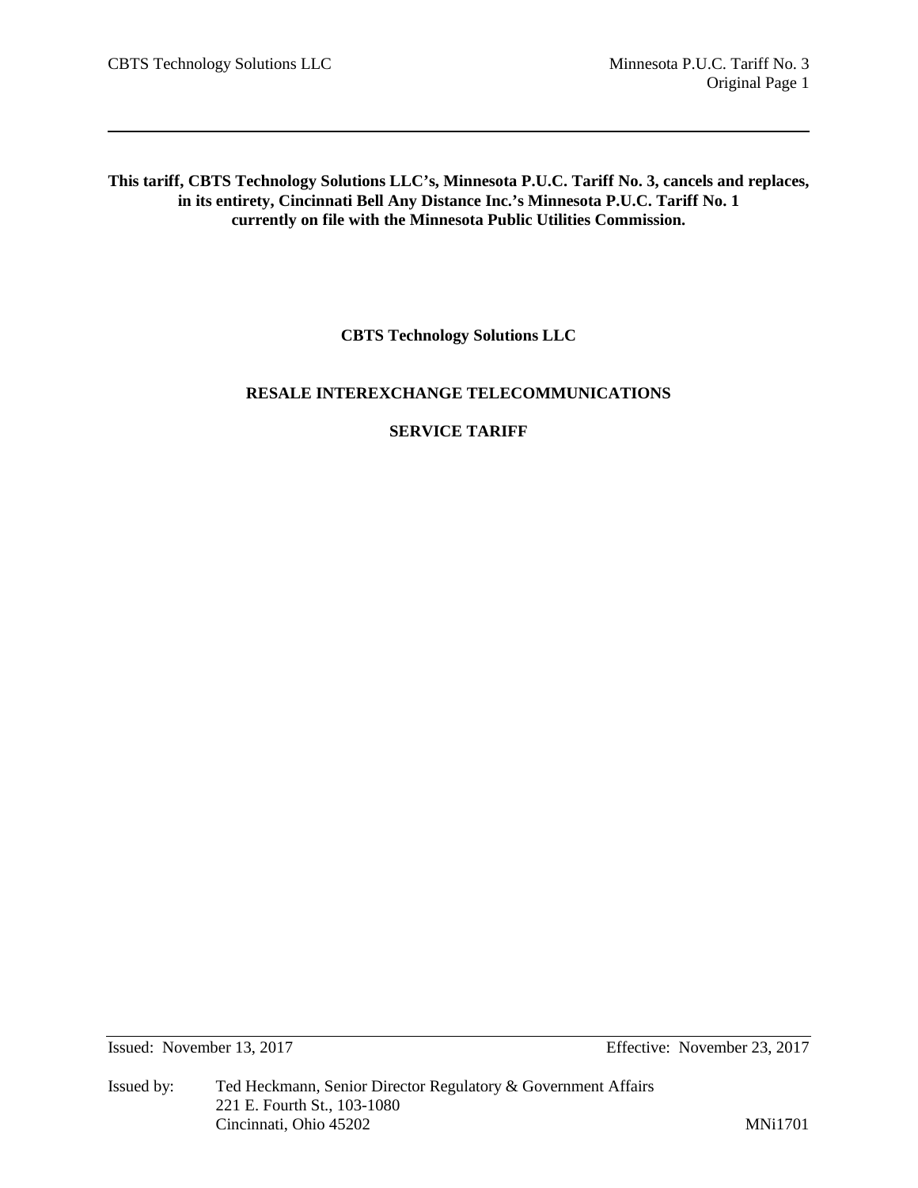**This tariff, CBTS Technology Solutions LLC's, Minnesota P.U.C. Tariff No. 3, cancels and replaces, in its entirety, Cincinnati Bell Any Distance Inc.'s Minnesota P.U.C. Tariff No. 1 currently on file with the Minnesota Public Utilities Commission.**

**CBTS Technology Solutions LLC**

**RESALE INTEREXCHANGE TELECOMMUNICATIONS**

**SERVICE TARIFF**

Issued: November 13, 2017 Effective: November 23, 2017

Issued by: Ted Heckmann, Senior Director Regulatory & Government Affairs
221 E. Fourth St., 103-1080
Cincinnati, Ohio 45202

MNi1701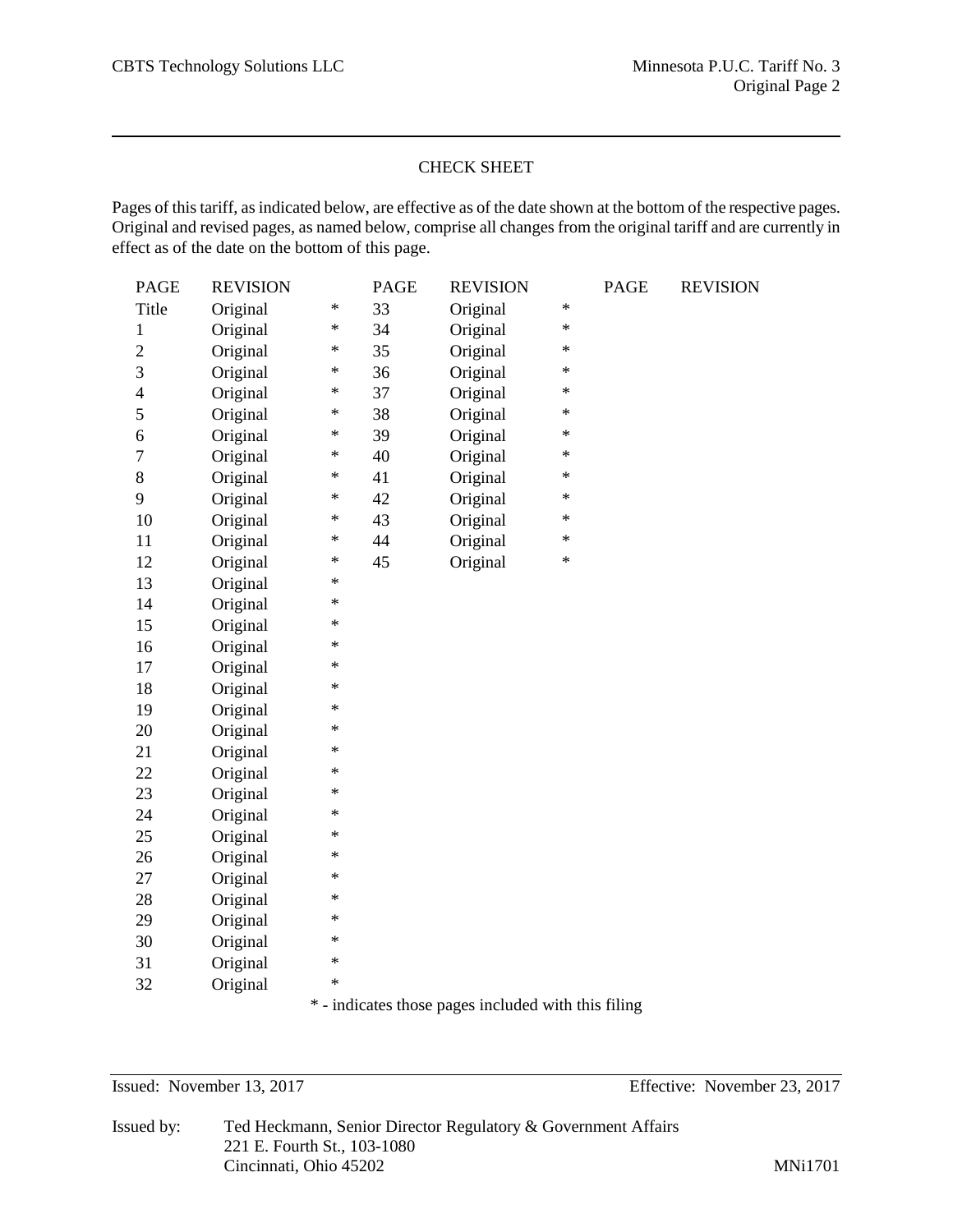## CHECK SHEET

Pages of this tariff, as indicated below, are effective as of the date shown at the bottom of the respective pages. Original and revised pages, as named below, comprise all changes from the original tariff and are currently in effect as of the date on the bottom of this page.

| PAGE | REVISION | | PAGE | REVISION | | PAGE | REVISION |
|---|---|---|---|---|---|---|---|
| Title | Original | * | 33 | Original | * | | |
| 1 | Original | * | 34 | Original | * | | |
| 2 | Original | * | 35 | Original | * | | |
| 3 | Original | * | 36 | Original | * | | |
| 4 | Original | * | 37 | Original | * | | |
| 5 | Original | * | 38 | Original | * | | |
| 6 | Original | * | 39 | Original | * | | |
| 7 | Original | * | 40 | Original | * | | |
| 8 | Original | * | 41 | Original | * | | |
| 9 | Original | * | 42 | Original | * | | |
| 10 | Original | * | 43 | Original | * | | |
| 11 | Original | * | 44 | Original | * | | |
| 12 | Original | * | 45 | Original | * | | |
| 13 | Original | * | | | | | |
| 14 | Original | * | | | | | |
| 15 | Original | * | | | | | |
| 16 | Original | * | | | | | |
| 17 | Original | * | | | | | |
| 18 | Original | * | | | | | |
| 19 | Original | * | | | | | |
| 20 | Original | * | | | | | |
| 21 | Original | * | | | | | |
| 22 | Original | * | | | | | |
| 23 | Original | * | | | | | |
| 24 | Original | * | | | | | |
| 25 | Original | * | | | | | |
| 26 | Original | * | | | | | |
| 27 | Original | * | | | | | |
| 28 | Original | * | | | | | |
| 29 | Original | * | | | | | |
| 30 | Original | * | | | | | |
| 31 | Original | * | | | | | |
| 32 | Original | * | | | | | |

* - indicates those pages included with this filing

Issued: November 13, 2017 Effective: November 23, 2017

Issued by: Ted Heckmann, Senior Director Regulatory & Government Affairs
221 E. Fourth St., 103-1080
Cincinnati, Ohio 45202

MNi1701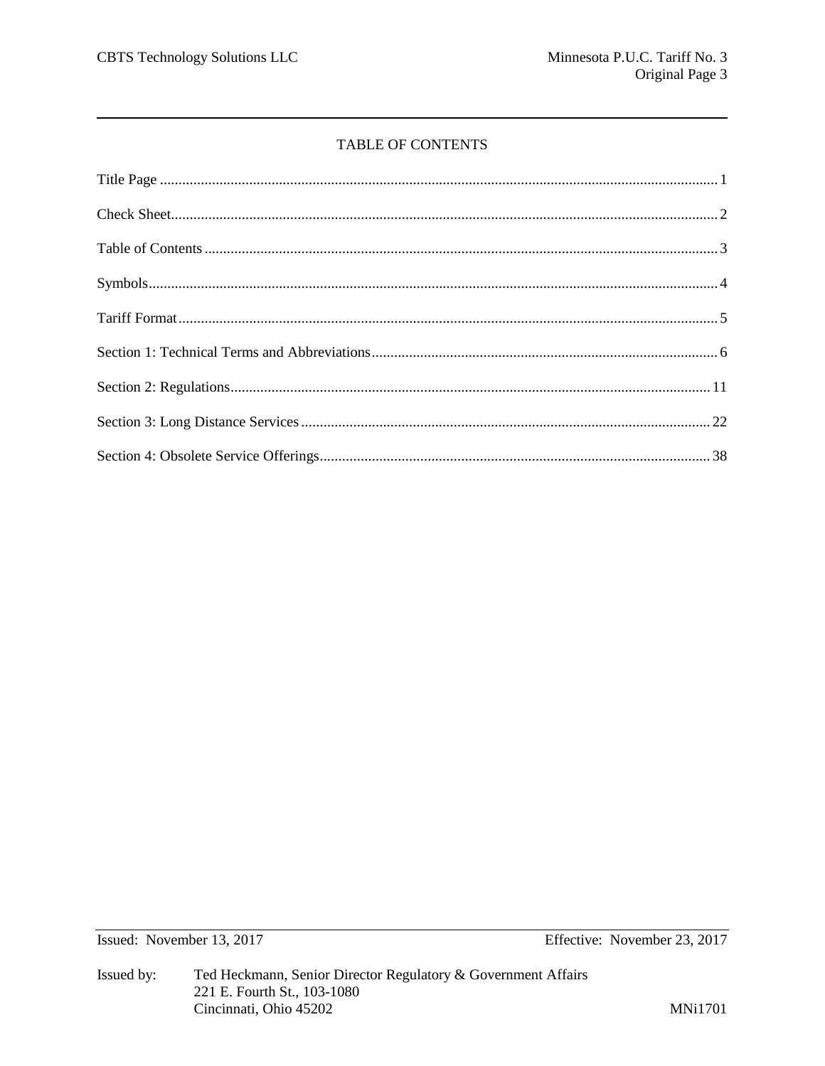# TABLE OF CONTENTS

| | |
|---|---|
| Title Page | 1 |
| Check Sheet | 2 |
| Table of Contents | 3 |
| Symbols | 4 |
| Tariff Format | 5 |
| Section 1: Technical Terms and Abbreviations | 6 |
| Section 2: Regulations | 11 |
| Section 3: Long Distance Services | 22 |
| Section 4: Obsolete Service Offerings | 38 |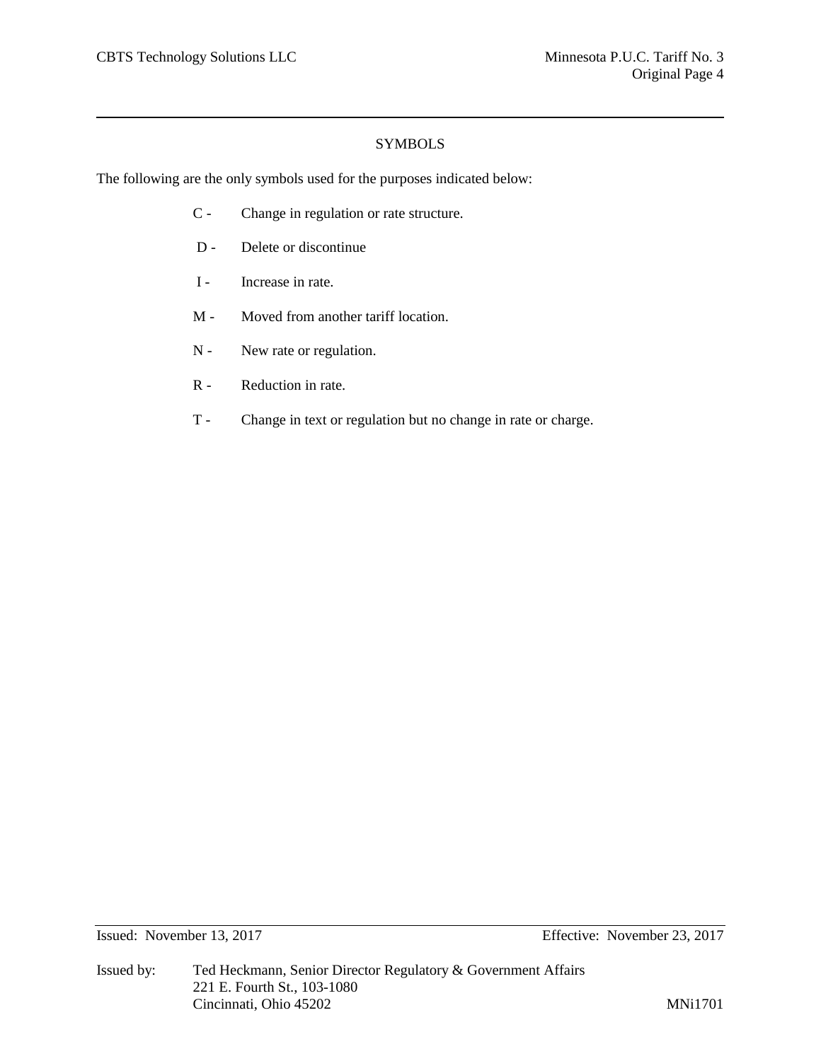# SYMBOLS

The following are the only symbols used for the purposes indicated below:

- C - Change in regulation or rate structure.
- D - Delete or discontinue
- I - Increase in rate.
- M - Moved from another tariff location.
- N - New rate or regulation.
- R - Reduction in rate.
- T - Change in text or regulation but no change in rate or charge.

Issued: November 13, 2017 Effective: November 23, 2017

Issued by: Ted Heckmann, Senior Director Regulatory & Government Affairs
221 E. Fourth St., 103-1080
Cincinnati, Ohio 45202 MNi1701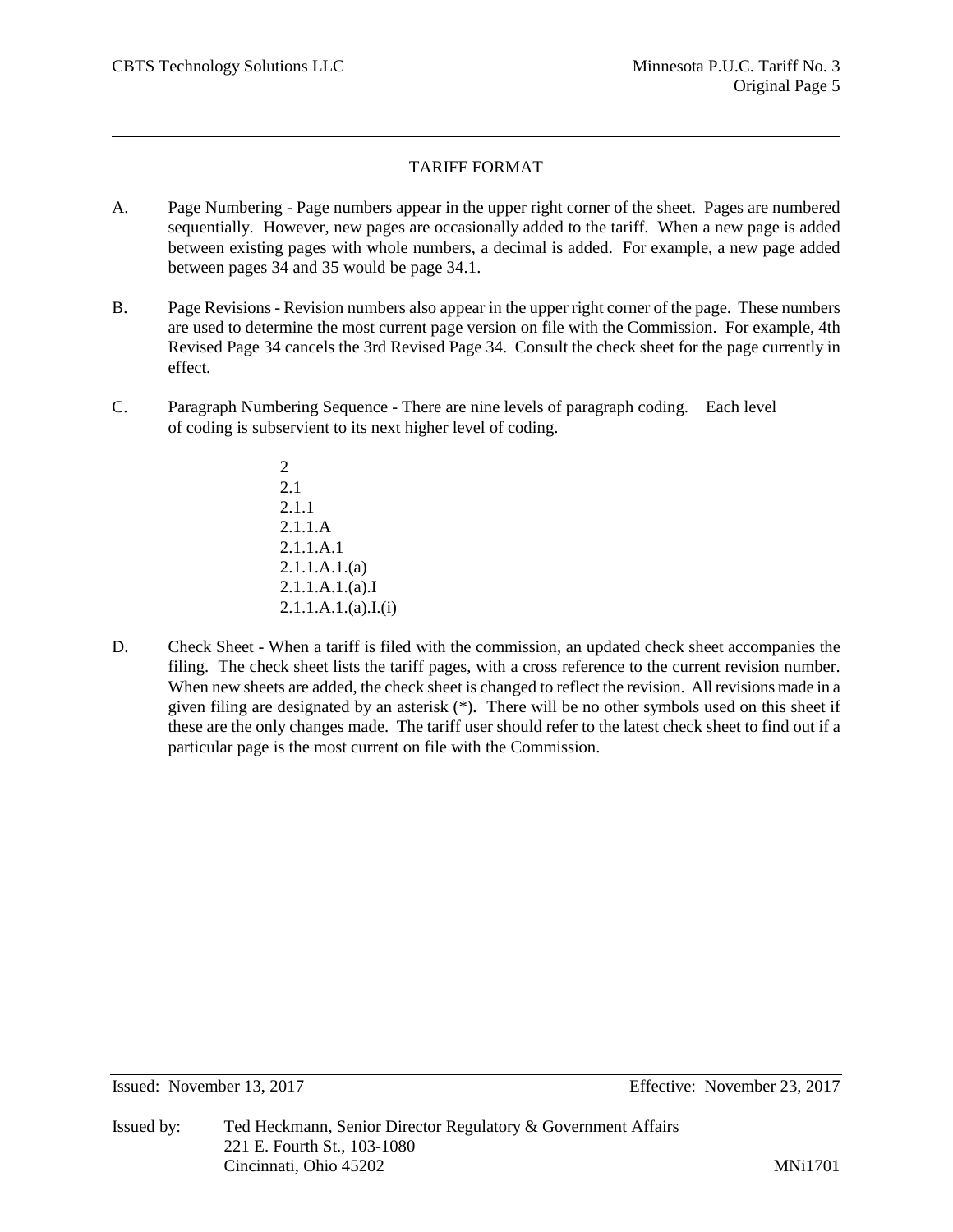# TARIFF FORMAT

A. Page Numbering - Page numbers appear in the upper right corner of the sheet. Pages are numbered sequentially. However, new pages are occasionally added to the tariff. When a new page is added between existing pages with whole numbers, a decimal is added. For example, a new page added between pages 34 and 35 would be page 34.1.

B. Page Revisions - Revision numbers also appear in the upper right corner of the page. These numbers are used to determine the most current page version on file with the Commission. For example, 4th Revised Page 34 cancels the 3rd Revised Page 34. Consult the check sheet for the page currently in effect.

C. Paragraph Numbering Sequence - There are nine levels of paragraph coding. Each level of coding is subservient to its next higher level of coding.

2
2.1
2.1.1
2.1.1.A
2.1.1.A.1
2.1.1.A.1.(a)
2.1.1.A.1.(a).I
2.1.1.A.1.(a).I.(i)

D. Check Sheet - When a tariff is filed with the commission, an updated check sheet accompanies the filing. The check sheet lists the tariff pages, with a cross reference to the current revision number. When new sheets are added, the check sheet is changed to reflect the revision. All revisions made in a given filing are designated by an asterisk (*). There will be no other symbols used on this sheet if these are the only changes made. The tariff user should refer to the latest check sheet to find out if a particular page is the most current on file with the Commission.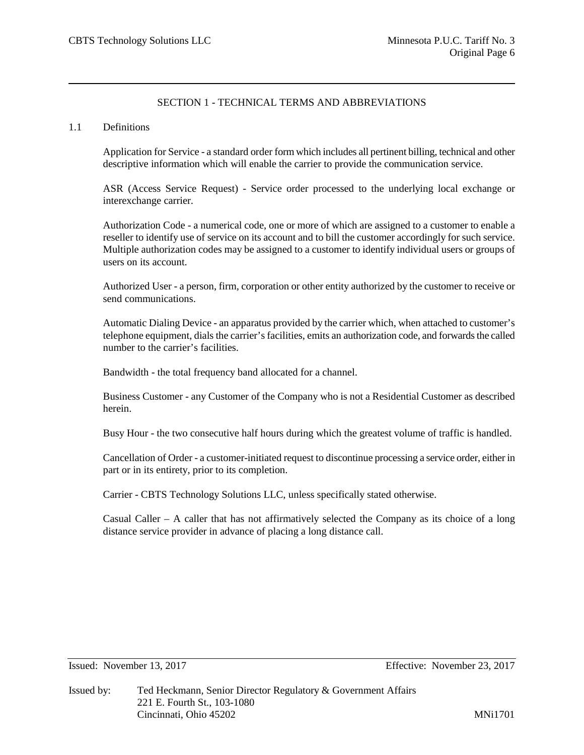## SECTION 1 - TECHNICAL TERMS AND ABBREVIATIONS

1.1 Definitions

Application for Service - a standard order form which includes all pertinent billing, technical and other descriptive information which will enable the carrier to provide the communication service.

ASR (Access Service Request) - Service order processed to the underlying local exchange or interexchange carrier.

Authorization Code - a numerical code, one or more of which are assigned to a customer to enable a reseller to identify use of service on its account and to bill the customer accordingly for such service. Multiple authorization codes may be assigned to a customer to identify individual users or groups of users on its account.

Authorized User - a person, firm, corporation or other entity authorized by the customer to receive or send communications.

Automatic Dialing Device - an apparatus provided by the carrier which, when attached to customer's telephone equipment, dials the carrier's facilities, emits an authorization code, and forwards the called number to the carrier's facilities.

Bandwidth - the total frequency band allocated for a channel.

Business Customer - any Customer of the Company who is not a Residential Customer as described herein.

Busy Hour - the two consecutive half hours during which the greatest volume of traffic is handled.

Cancellation of Order - a customer-initiated request to discontinue processing a service order, either in part or in its entirety, prior to its completion.

Carrier - CBTS Technology Solutions LLC, unless specifically stated otherwise.

Casual Caller – A caller that has not affirmatively selected the Company as its choice of a long distance service provider in advance of placing a long distance call.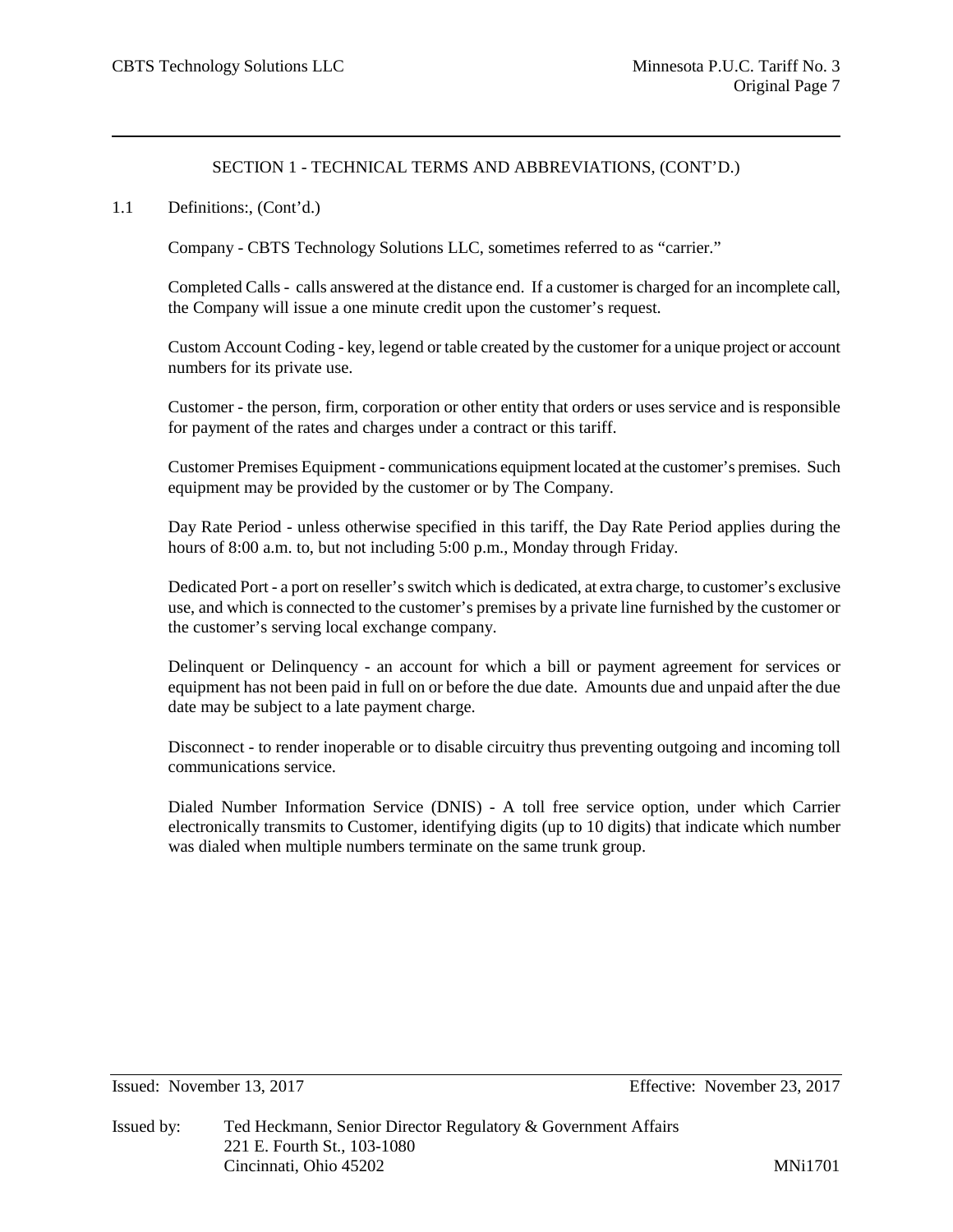## SECTION 1 - TECHNICAL TERMS AND ABBREVIATIONS, (CONT'D.)

1.1 Definitions:, (Cont'd.)

Company - CBTS Technology Solutions LLC, sometimes referred to as "carrier."

Completed Calls - calls answered at the distance end. If a customer is charged for an incomplete call, the Company will issue a one minute credit upon the customer's request.

Custom Account Coding - key, legend or table created by the customer for a unique project or account numbers for its private use.

Customer - the person, firm, corporation or other entity that orders or uses service and is responsible for payment of the rates and charges under a contract or this tariff.

Customer Premises Equipment - communications equipment located at the customer's premises. Such equipment may be provided by the customer or by The Company.

Day Rate Period - unless otherwise specified in this tariff, the Day Rate Period applies during the hours of 8:00 a.m. to, but not including 5:00 p.m., Monday through Friday.

Dedicated Port - a port on reseller's switch which is dedicated, at extra charge, to customer's exclusive use, and which is connected to the customer's premises by a private line furnished by the customer or the customer's serving local exchange company.

Delinquent or Delinquency - an account for which a bill or payment agreement for services or equipment has not been paid in full on or before the due date. Amounts due and unpaid after the due date may be subject to a late payment charge.

Disconnect - to render inoperable or to disable circuitry thus preventing outgoing and incoming toll communications service.

Dialed Number Information Service (DNIS) - A toll free service option, under which Carrier electronically transmits to Customer, identifying digits (up to 10 digits) that indicate which number was dialed when multiple numbers terminate on the same trunk group.

Issued: November 13, 2017 Effective: November 23, 2017

Issued by: Ted Heckmann, Senior Director Regulatory & Government Affairs
221 E. Fourth St., 103-1080
Cincinnati, Ohio 45202 MNi1701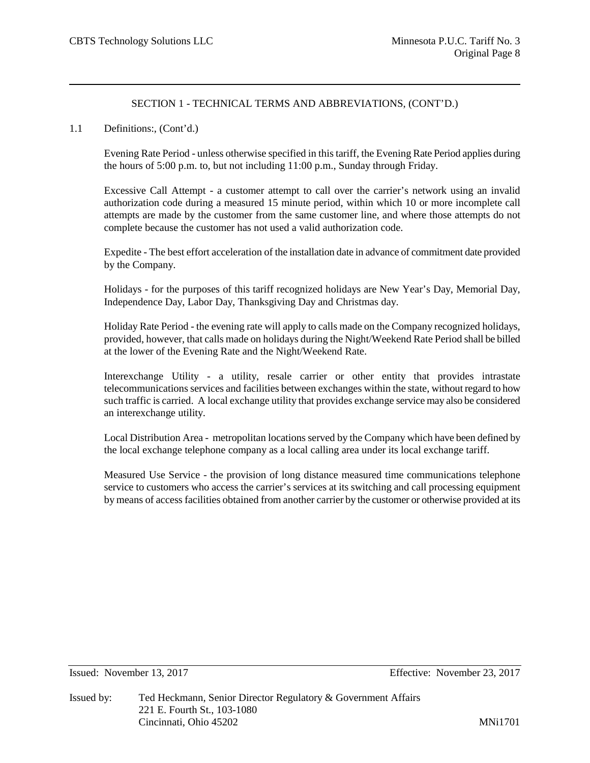## SECTION 1 - TECHNICAL TERMS AND ABBREVIATIONS, (CONT'D.)

1.1 Definitions:, (Cont'd.)

Evening Rate Period - unless otherwise specified in this tariff, the Evening Rate Period applies during the hours of 5:00 p.m. to, but not including 11:00 p.m., Sunday through Friday.

Excessive Call Attempt - a customer attempt to call over the carrier's network using an invalid authorization code during a measured 15 minute period, within which 10 or more incomplete call attempts are made by the customer from the same customer line, and where those attempts do not complete because the customer has not used a valid authorization code.

Expedite - The best effort acceleration of the installation date in advance of commitment date provided by the Company.

Holidays - for the purposes of this tariff recognized holidays are New Year's Day, Memorial Day, Independence Day, Labor Day, Thanksgiving Day and Christmas day.

Holiday Rate Period - the evening rate will apply to calls made on the Company recognized holidays, provided, however, that calls made on holidays during the Night/Weekend Rate Period shall be billed at the lower of the Evening Rate and the Night/Weekend Rate.

Interexchange Utility - a utility, resale carrier or other entity that provides intrastate telecommunications services and facilities between exchanges within the state, without regard to how such traffic is carried. A local exchange utility that provides exchange service may also be considered an interexchange utility.

Local Distribution Area - metropolitan locations served by the Company which have been defined by the local exchange telephone company as a local calling area under its local exchange tariff.

Measured Use Service - the provision of long distance measured time communications telephone service to customers who access the carrier's services at its switching and call processing equipment by means of access facilities obtained from another carrier by the customer or otherwise provided at its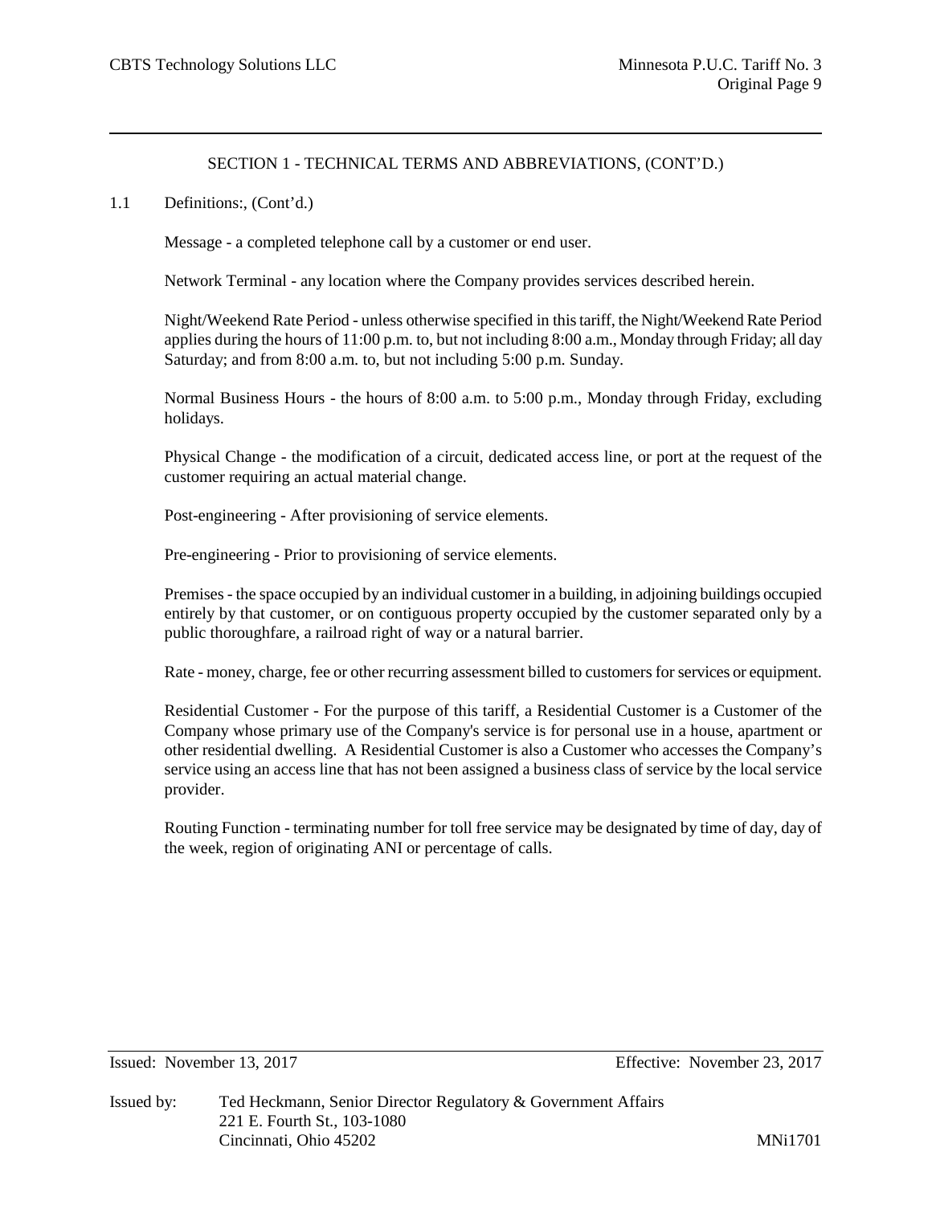SECTION 1 - TECHNICAL TERMS AND ABBREVIATIONS, (CONT'D.)

1.1 Definitions:, (Cont'd.)

Message - a completed telephone call by a customer or end user.

Network Terminal - any location where the Company provides services described herein.

Night/Weekend Rate Period - unless otherwise specified in this tariff, the Night/Weekend Rate Period applies during the hours of 11:00 p.m. to, but not including 8:00 a.m., Monday through Friday; all day Saturday; and from 8:00 a.m. to, but not including 5:00 p.m. Sunday.

Normal Business Hours - the hours of 8:00 a.m. to 5:00 p.m., Monday through Friday, excluding holidays.

Physical Change - the modification of a circuit, dedicated access line, or port at the request of the customer requiring an actual material change.

Post-engineering - After provisioning of service elements.

Pre-engineering - Prior to provisioning of service elements.

Premises - the space occupied by an individual customer in a building, in adjoining buildings occupied entirely by that customer, or on contiguous property occupied by the customer separated only by a public thoroughfare, a railroad right of way or a natural barrier.

Rate - money, charge, fee or other recurring assessment billed to customers for services or equipment.

Residential Customer - For the purpose of this tariff, a Residential Customer is a Customer of the Company whose primary use of the Company's service is for personal use in a house, apartment or other residential dwelling. A Residential Customer is also a Customer who accesses the Company's service using an access line that has not been assigned a business class of service by the local service provider.

Routing Function - terminating number for toll free service may be designated by time of day, day of the week, region of originating ANI or percentage of calls.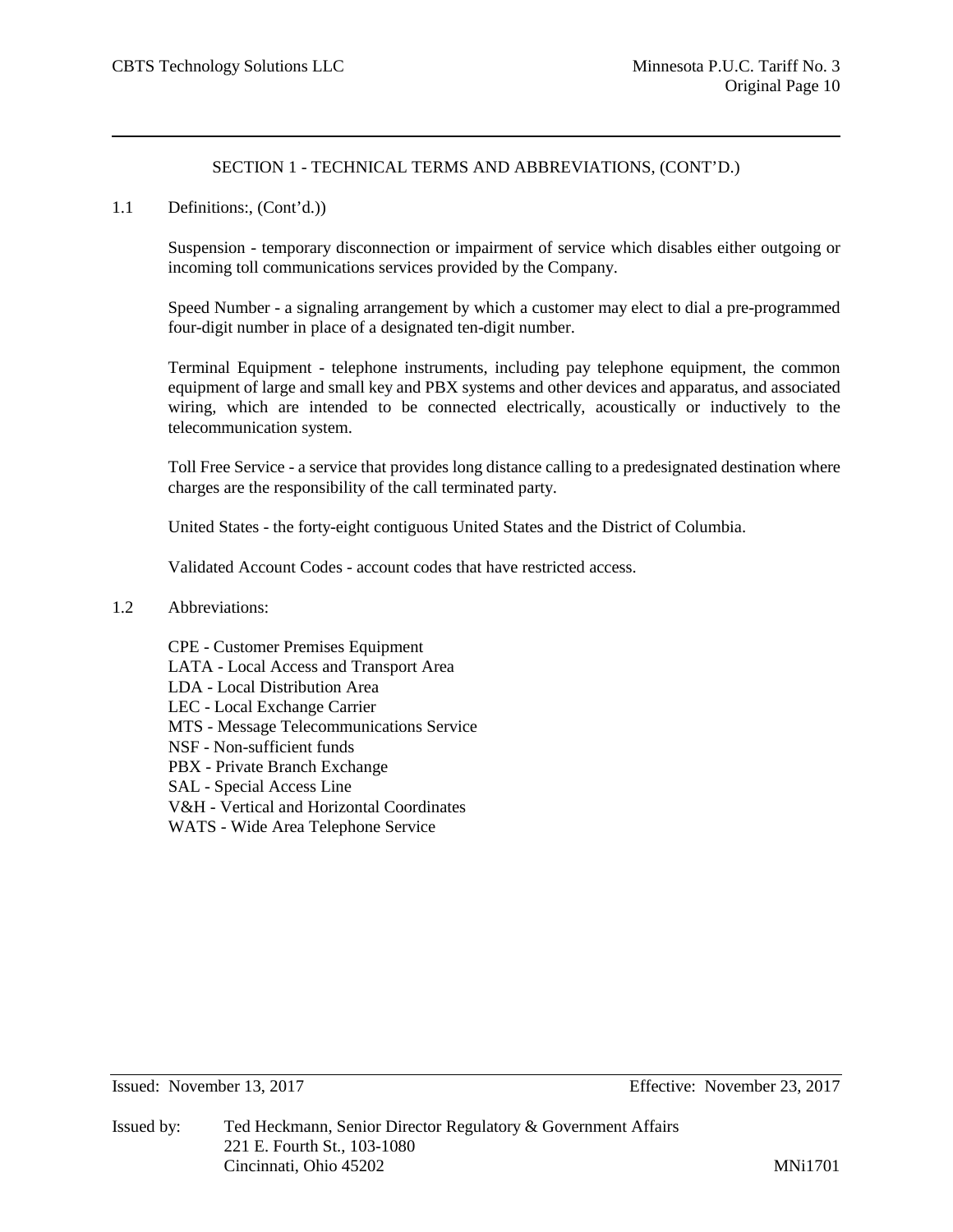SECTION 1 - TECHNICAL TERMS AND ABBREVIATIONS, (CONT'D.)

1.1 Definitions:, (Cont'd.))

Suspension - temporary disconnection or impairment of service which disables either outgoing or incoming toll communications services provided by the Company.

Speed Number - a signaling arrangement by which a customer may elect to dial a pre-programmed four-digit number in place of a designated ten-digit number.

Terminal Equipment - telephone instruments, including pay telephone equipment, the common equipment of large and small key and PBX systems and other devices and apparatus, and associated wiring, which are intended to be connected electrically, acoustically or inductively to the telecommunication system.

Toll Free Service - a service that provides long distance calling to a predesignated destination where charges are the responsibility of the call terminated party.

United States - the forty-eight contiguous United States and the District of Columbia.

Validated Account Codes - account codes that have restricted access.

1.2 Abbreviations:

CPE - Customer Premises Equipment
LATA - Local Access and Transport Area
LDA - Local Distribution Area
LEC - Local Exchange Carrier
MTS - Message Telecommunications Service
NSF - Non-sufficient funds
PBX - Private Branch Exchange
SAL - Special Access Line
V&H - Vertical and Horizontal Coordinates
WATS - Wide Area Telephone Service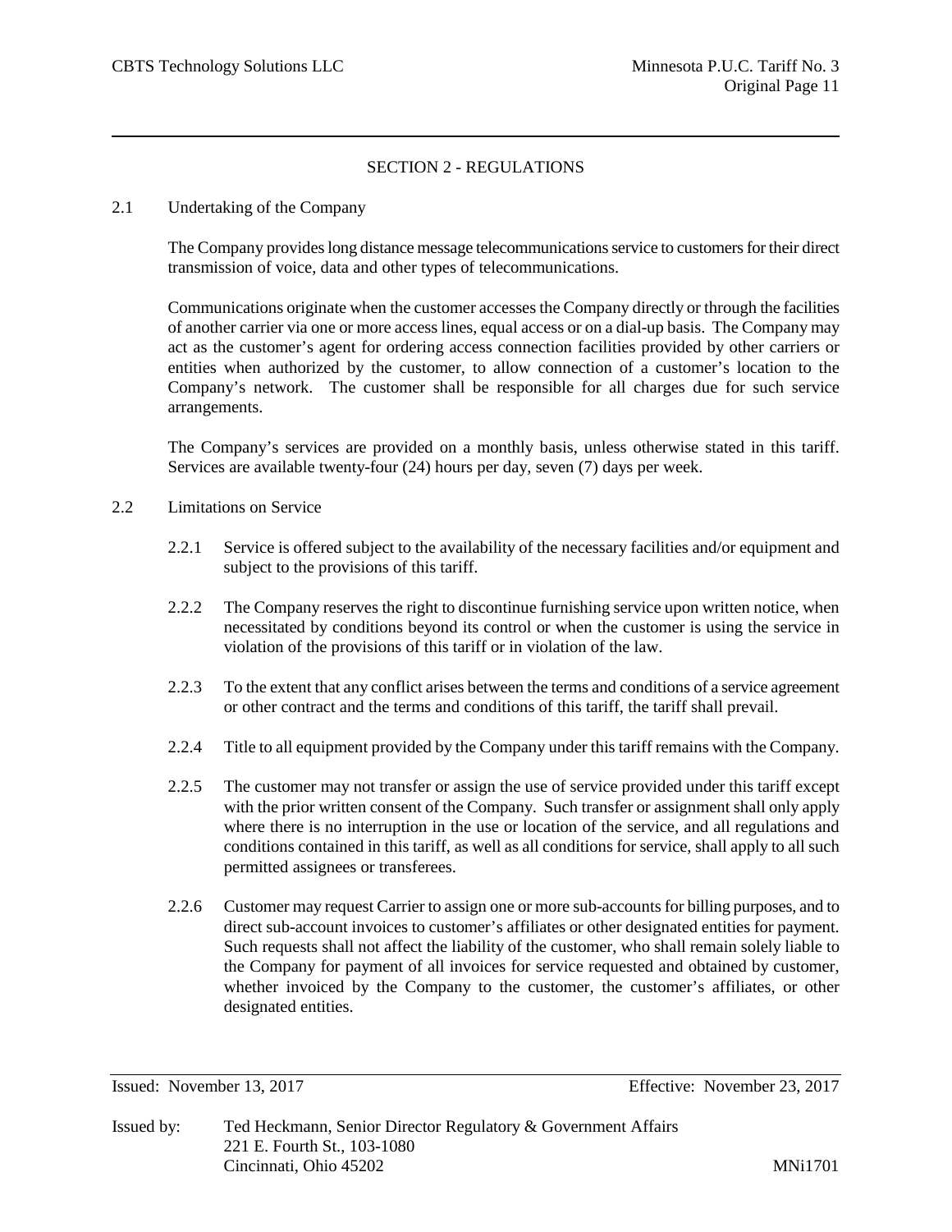## SECTION 2 - REGULATIONS

### 2.1 Undertaking of the Company

The Company provides long distance message telecommunications service to customers for their direct transmission of voice, data and other types of telecommunications.

Communications originate when the customer accesses the Company directly or through the facilities of another carrier via one or more access lines, equal access or on a dial-up basis. The Company may act as the customer's agent for ordering access connection facilities provided by other carriers or entities when authorized by the customer, to allow connection of a customer's location to the Company's network. The customer shall be responsible for all charges due for such service arrangements.

The Company's services are provided on a monthly basis, unless otherwise stated in this tariff. Services are available twenty-four (24) hours per day, seven (7) days per week.

### 2.2 Limitations on Service

2.2.1 Service is offered subject to the availability of the necessary facilities and/or equipment and subject to the provisions of this tariff.

2.2.2 The Company reserves the right to discontinue furnishing service upon written notice, when necessitated by conditions beyond its control or when the customer is using the service in violation of the provisions of this tariff or in violation of the law.

2.2.3 To the extent that any conflict arises between the terms and conditions of a service agreement or other contract and the terms and conditions of this tariff, the tariff shall prevail.

2.2.4 Title to all equipment provided by the Company under this tariff remains with the Company.

2.2.5 The customer may not transfer or assign the use of service provided under this tariff except with the prior written consent of the Company. Such transfer or assignment shall only apply where there is no interruption in the use or location of the service, and all regulations and conditions contained in this tariff, as well as all conditions for service, shall apply to all such permitted assignees or transferees.

2.2.6 Customer may request Carrier to assign one or more sub-accounts for billing purposes, and to direct sub-account invoices to customer's affiliates or other designated entities for payment. Such requests shall not affect the liability of the customer, who shall remain solely liable to the Company for payment of all invoices for service requested and obtained by customer, whether invoiced by the Company to the customer, the customer's affiliates, or other designated entities.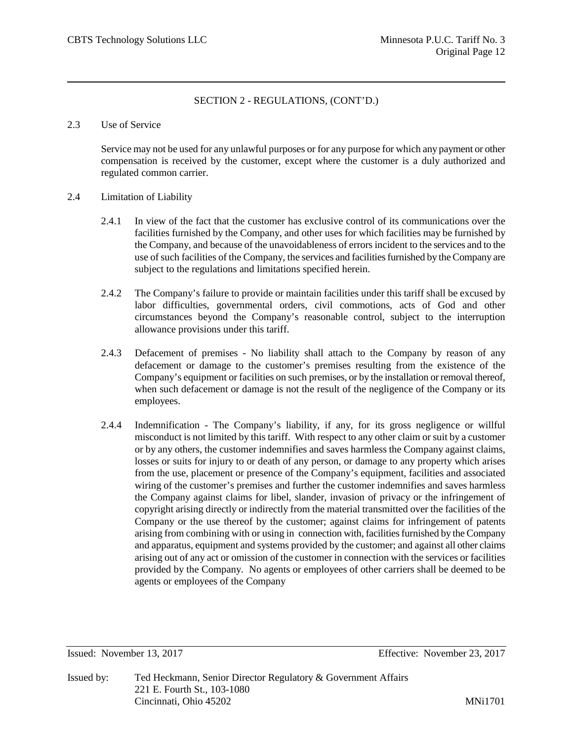SECTION 2 - REGULATIONS, (CONT'D.)

2.3 Use of Service

Service may not be used for any unlawful purposes or for any purpose for which any payment or other compensation is received by the customer, except where the customer is a duly authorized and regulated common carrier.

2.4 Limitation of Liability

2.4.1 In view of the fact that the customer has exclusive control of its communications over the facilities furnished by the Company, and other uses for which facilities may be furnished by the Company, and because of the unavoidableness of errors incident to the services and to the use of such facilities of the Company, the services and facilities furnished by the Company are subject to the regulations and limitations specified herein.

2.4.2 The Company's failure to provide or maintain facilities under this tariff shall be excused by labor difficulties, governmental orders, civil commotions, acts of God and other circumstances beyond the Company's reasonable control, subject to the interruption allowance provisions under this tariff.

2.4.3 Defacement of premises - No liability shall attach to the Company by reason of any defacement or damage to the customer's premises resulting from the existence of the Company's equipment or facilities on such premises, or by the installation or removal thereof, when such defacement or damage is not the result of the negligence of the Company or its employees.

2.4.4 Indemnification - The Company's liability, if any, for its gross negligence or willful misconduct is not limited by this tariff. With respect to any other claim or suit by a customer or by any others, the customer indemnifies and saves harmless the Company against claims, losses or suits for injury to or death of any person, or damage to any property which arises from the use, placement or presence of the Company's equipment, facilities and associated wiring of the customer's premises and further the customer indemnifies and saves harmless the Company against claims for libel, slander, invasion of privacy or the infringement of copyright arising directly or indirectly from the material transmitted over the facilities of the Company or the use thereof by the customer; against claims for infringement of patents arising from combining with or using in connection with, facilities furnished by the Company and apparatus, equipment and systems provided by the customer; and against all other claims arising out of any act or omission of the customer in connection with the services or facilities provided by the Company. No agents or employees of other carriers shall be deemed to be agents or employees of the Company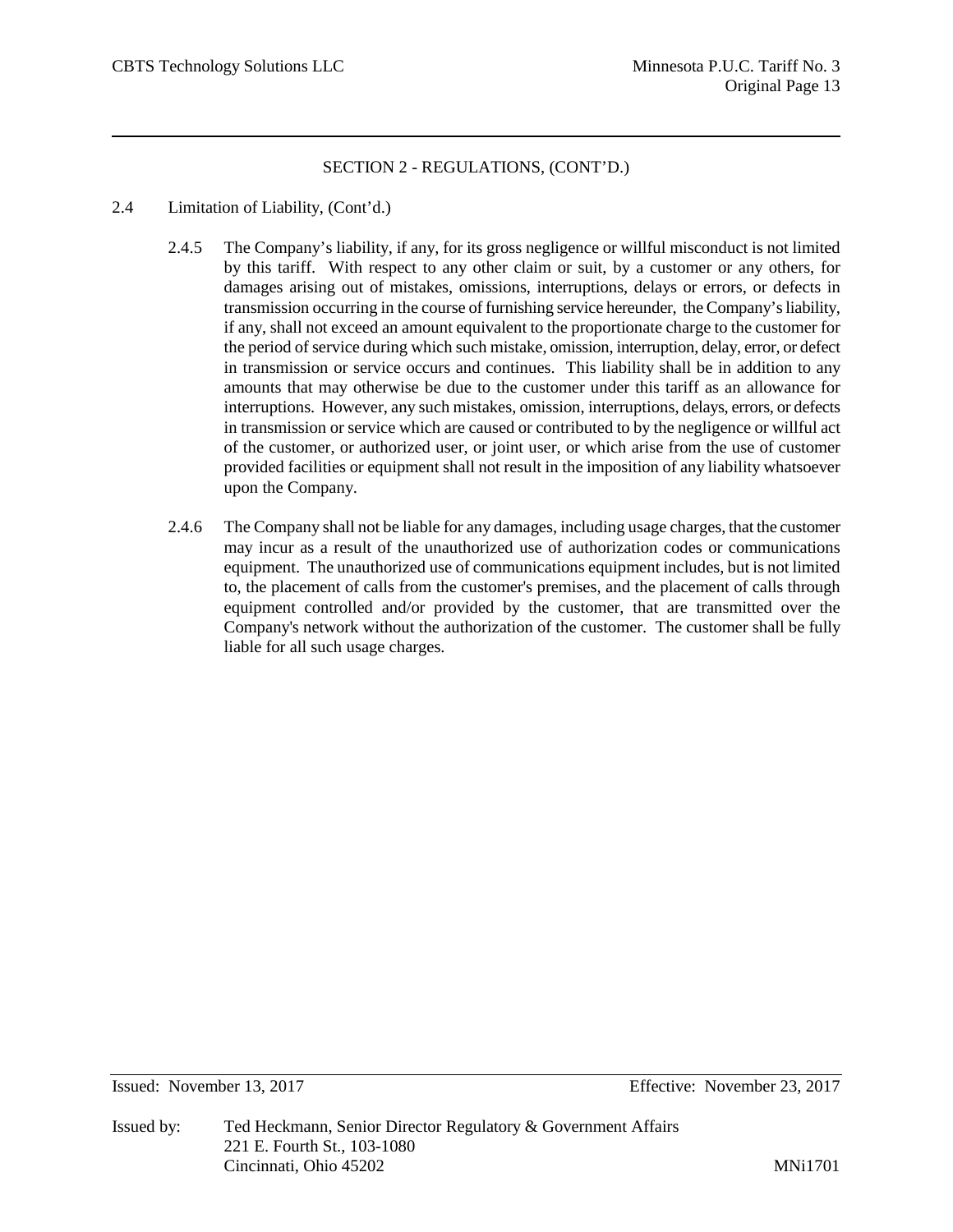SECTION 2 - REGULATIONS, (CONT'D.)

2.4 Limitation of Liability, (Cont'd.)

2.4.5 The Company's liability, if any, for its gross negligence or willful misconduct is not limited by this tariff. With respect to any other claim or suit, by a customer or any others, for damages arising out of mistakes, omissions, interruptions, delays or errors, or defects in transmission occurring in the course of furnishing service hereunder, the Company's liability, if any, shall not exceed an amount equivalent to the proportionate charge to the customer for the period of service during which such mistake, omission, interruption, delay, error, or defect in transmission or service occurs and continues. This liability shall be in addition to any amounts that may otherwise be due to the customer under this tariff as an allowance for interruptions. However, any such mistakes, omission, interruptions, delays, errors, or defects in transmission or service which are caused or contributed to by the negligence or willful act of the customer, or authorized user, or joint user, or which arise from the use of customer provided facilities or equipment shall not result in the imposition of any liability whatsoever upon the Company.

2.4.6 The Company shall not be liable for any damages, including usage charges, that the customer may incur as a result of the unauthorized use of authorization codes or communications equipment. The unauthorized use of communications equipment includes, but is not limited to, the placement of calls from the customer's premises, and the placement of calls through equipment controlled and/or provided by the customer, that are transmitted over the Company's network without the authorization of the customer. The customer shall be fully liable for all such usage charges.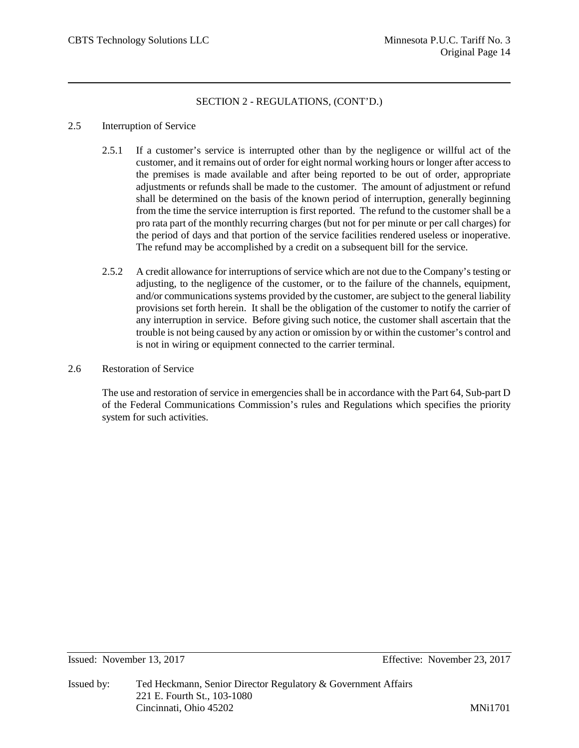## SECTION 2 - REGULATIONS, (CONT'D.)

### 2.5 Interruption of Service

2.5.1 If a customer's service is interrupted other than by the negligence or willful act of the customer, and it remains out of order for eight normal working hours or longer after access to the premises is made available and after being reported to be out of order, appropriate adjustments or refunds shall be made to the customer. The amount of adjustment or refund shall be determined on the basis of the known period of interruption, generally beginning from the time the service interruption is first reported. The refund to the customer shall be a pro rata part of the monthly recurring charges (but not for per minute or per call charges) for the period of days and that portion of the service facilities rendered useless or inoperative. The refund may be accomplished by a credit on a subsequent bill for the service.

2.5.2 A credit allowance for interruptions of service which are not due to the Company's testing or adjusting, to the negligence of the customer, or to the failure of the channels, equipment, and/or communications systems provided by the customer, are subject to the general liability provisions set forth herein. It shall be the obligation of the customer to notify the carrier of any interruption in service. Before giving such notice, the customer shall ascertain that the trouble is not being caused by any action or omission by or within the customer's control and is not in wiring or equipment connected to the carrier terminal.

### 2.6 Restoration of Service

The use and restoration of service in emergencies shall be in accordance with the Part 64, Sub-part D of the Federal Communications Commission's rules and Regulations which specifies the priority system for such activities.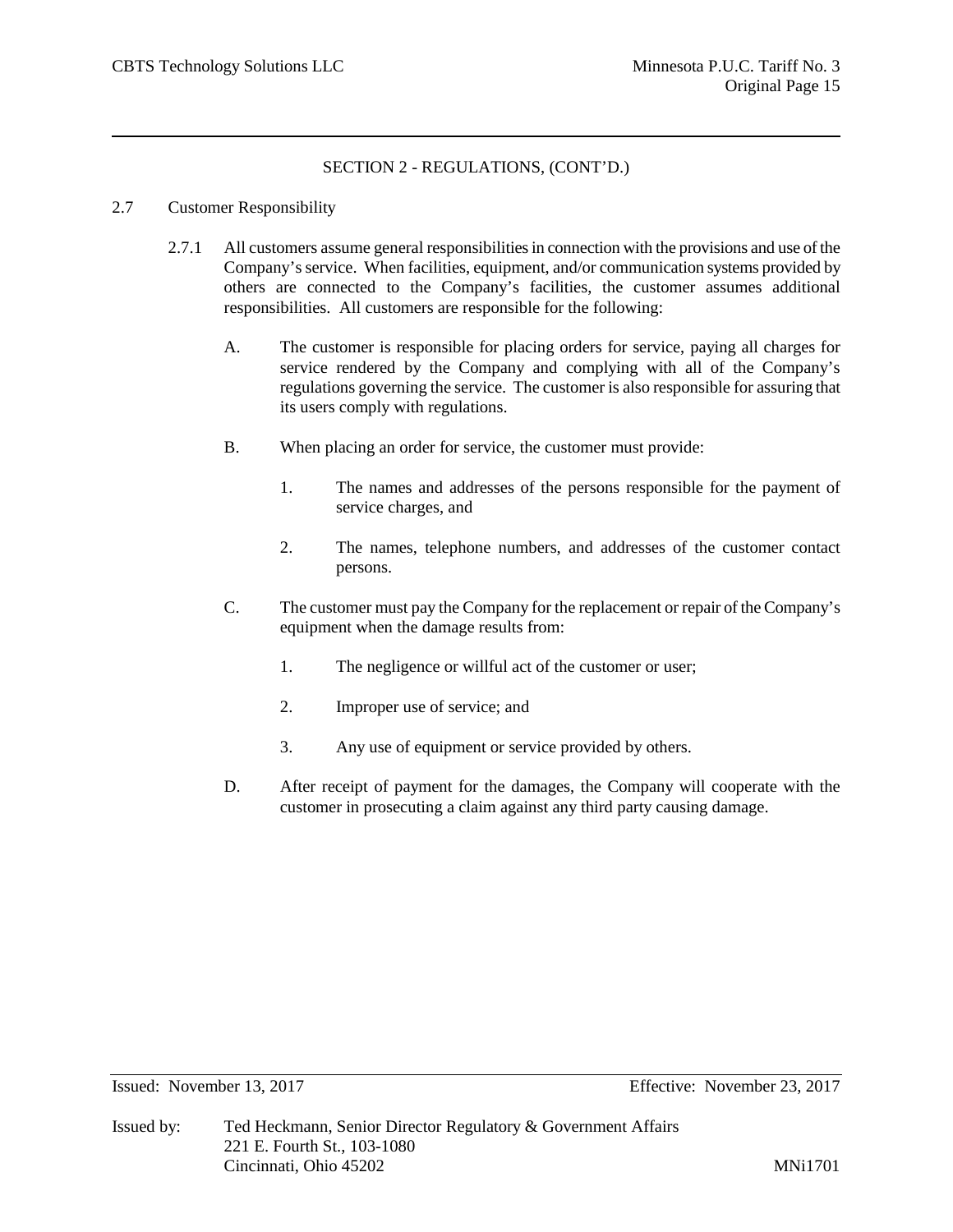## SECTION 2 - REGULATIONS, (CONT'D.)

### 2.7 Customer Responsibility

2.7.1 All customers assume general responsibilities in connection with the provisions and use of the Company's service. When facilities, equipment, and/or communication systems provided by others are connected to the Company's facilities, the customer assumes additional responsibilities. All customers are responsible for the following:

A. The customer is responsible for placing orders for service, paying all charges for service rendered by the Company and complying with all of the Company's regulations governing the service. The customer is also responsible for assuring that its users comply with regulations.

B. When placing an order for service, the customer must provide:

1. The names and addresses of the persons responsible for the payment of service charges, and

2. The names, telephone numbers, and addresses of the customer contact persons.

C. The customer must pay the Company for the replacement or repair of the Company's equipment when the damage results from:

1. The negligence or willful act of the customer or user;

2. Improper use of service; and

3. Any use of equipment or service provided by others.

D. After receipt of payment for the damages, the Company will cooperate with the customer in prosecuting a claim against any third party causing damage.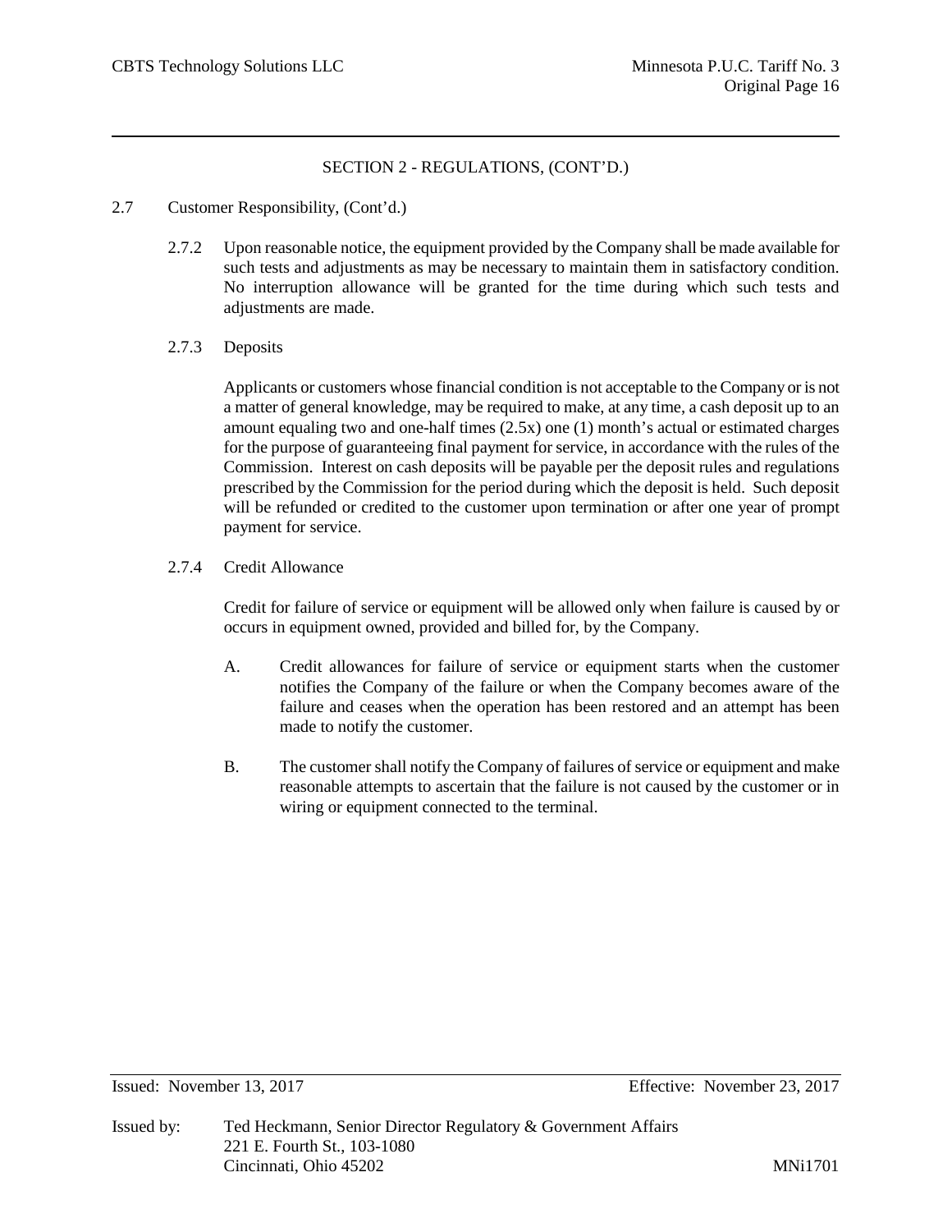SECTION 2 - REGULATIONS, (CONT'D.)

2.7 Customer Responsibility, (Cont'd.)

2.7.2 Upon reasonable notice, the equipment provided by the Company shall be made available for such tests and adjustments as may be necessary to maintain them in satisfactory condition. No interruption allowance will be granted for the time during which such tests and adjustments are made.

2.7.3 Deposits

Applicants or customers whose financial condition is not acceptable to the Company or is not a matter of general knowledge, may be required to make, at any time, a cash deposit up to an amount equaling two and one-half times (2.5x) one (1) month's actual or estimated charges for the purpose of guaranteeing final payment for service, in accordance with the rules of the Commission. Interest on cash deposits will be payable per the deposit rules and regulations prescribed by the Commission for the period during which the deposit is held. Such deposit will be refunded or credited to the customer upon termination or after one year of prompt payment for service.

2.7.4 Credit Allowance

Credit for failure of service or equipment will be allowed only when failure is caused by or occurs in equipment owned, provided and billed for, by the Company.

A. Credit allowances for failure of service or equipment starts when the customer notifies the Company of the failure or when the Company becomes aware of the failure and ceases when the operation has been restored and an attempt has been made to notify the customer.

B. The customer shall notify the Company of failures of service or equipment and make reasonable attempts to ascertain that the failure is not caused by the customer or in wiring or equipment connected to the terminal.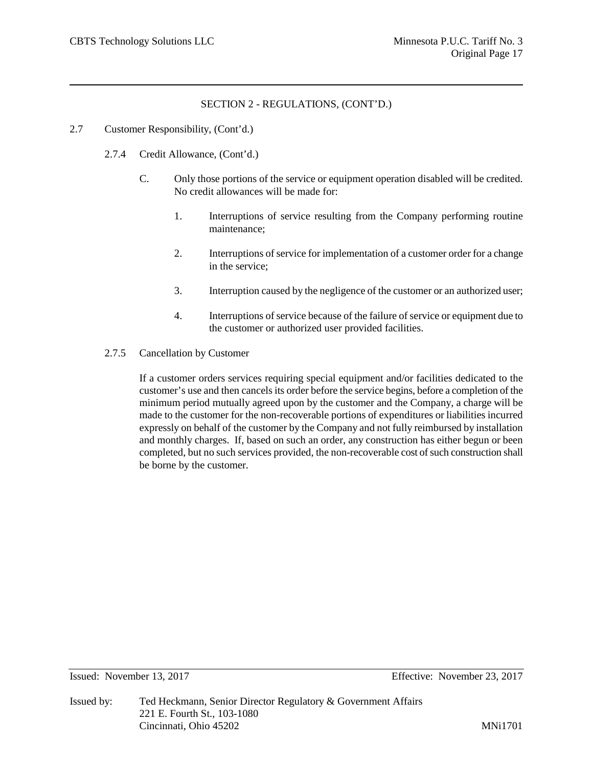SECTION 2 - REGULATIONS, (CONT'D.)

2.7 Customer Responsibility, (Cont'd.)

2.7.4 Credit Allowance, (Cont'd.)

C. Only those portions of the service or equipment operation disabled will be credited. No credit allowances will be made for:

1. Interruptions of service resulting from the Company performing routine maintenance;

2. Interruptions of service for implementation of a customer order for a change in the service;

3. Interruption caused by the negligence of the customer or an authorized user;

4. Interruptions of service because of the failure of service or equipment due to the customer or authorized user provided facilities.

2.7.5 Cancellation by Customer

If a customer orders services requiring special equipment and/or facilities dedicated to the customer's use and then cancels its order before the service begins, before a completion of the minimum period mutually agreed upon by the customer and the Company, a charge will be made to the customer for the non-recoverable portions of expenditures or liabilities incurred expressly on behalf of the customer by the Company and not fully reimbursed by installation and monthly charges. If, based on such an order, any construction has either begun or been completed, but no such services provided, the non-recoverable cost of such construction shall be borne by the customer.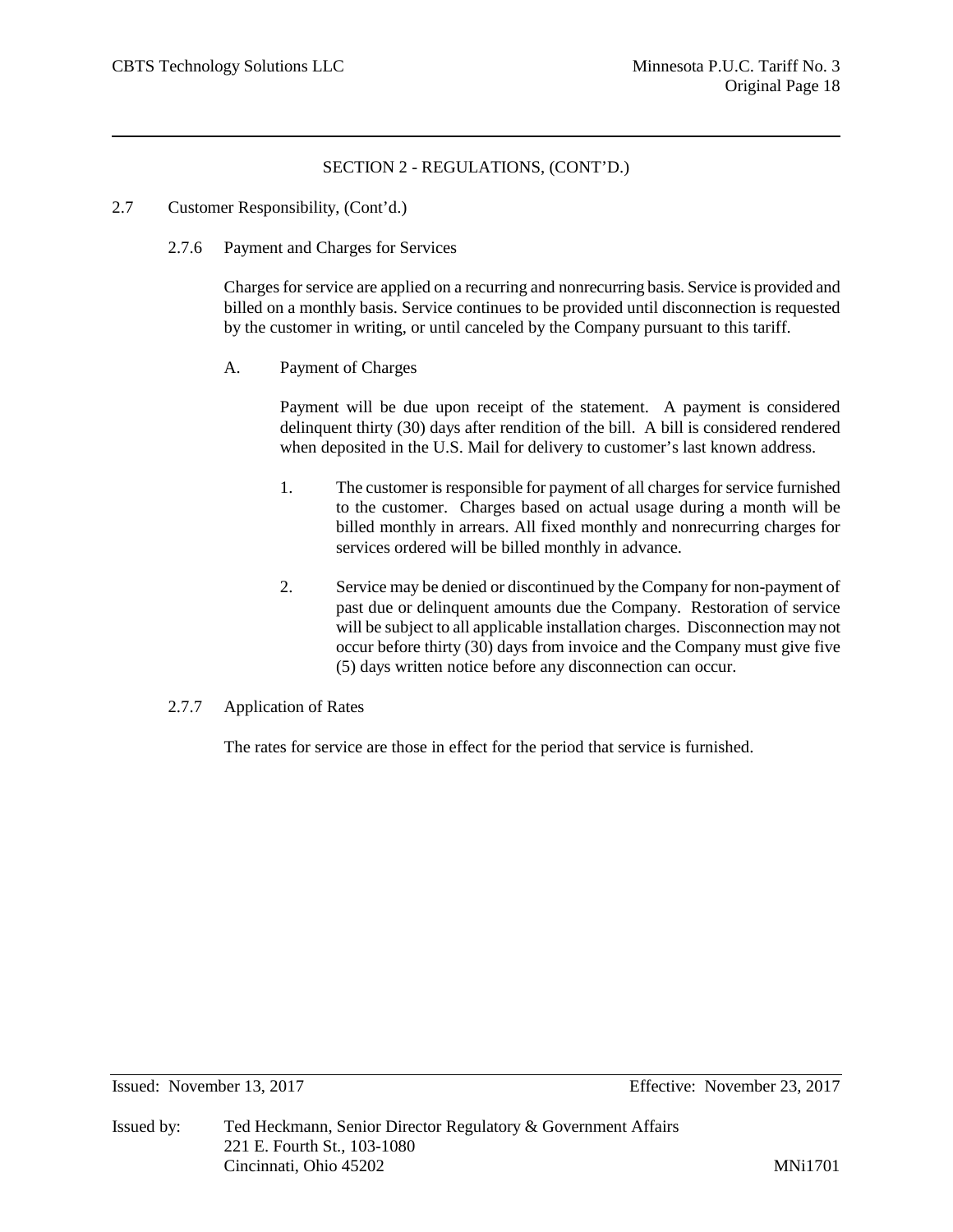## SECTION 2 - REGULATIONS, (CONT'D.)

2.7 Customer Responsibility, (Cont'd.)

2.7.6 Payment and Charges for Services

Charges for service are applied on a recurring and nonrecurring basis. Service is provided and billed on a monthly basis. Service continues to be provided until disconnection is requested by the customer in writing, or until canceled by the Company pursuant to this tariff.

A. Payment of Charges

Payment will be due upon receipt of the statement. A payment is considered delinquent thirty (30) days after rendition of the bill. A bill is considered rendered when deposited in the U.S. Mail for delivery to customer's last known address.

1. The customer is responsible for payment of all charges for service furnished to the customer. Charges based on actual usage during a month will be billed monthly in arrears. All fixed monthly and nonrecurring charges for services ordered will be billed monthly in advance.

2. Service may be denied or discontinued by the Company for non-payment of past due or delinquent amounts due the Company. Restoration of service will be subject to all applicable installation charges. Disconnection may not occur before thirty (30) days from invoice and the Company must give five (5) days written notice before any disconnection can occur.

2.7.7 Application of Rates

The rates for service are those in effect for the period that service is furnished.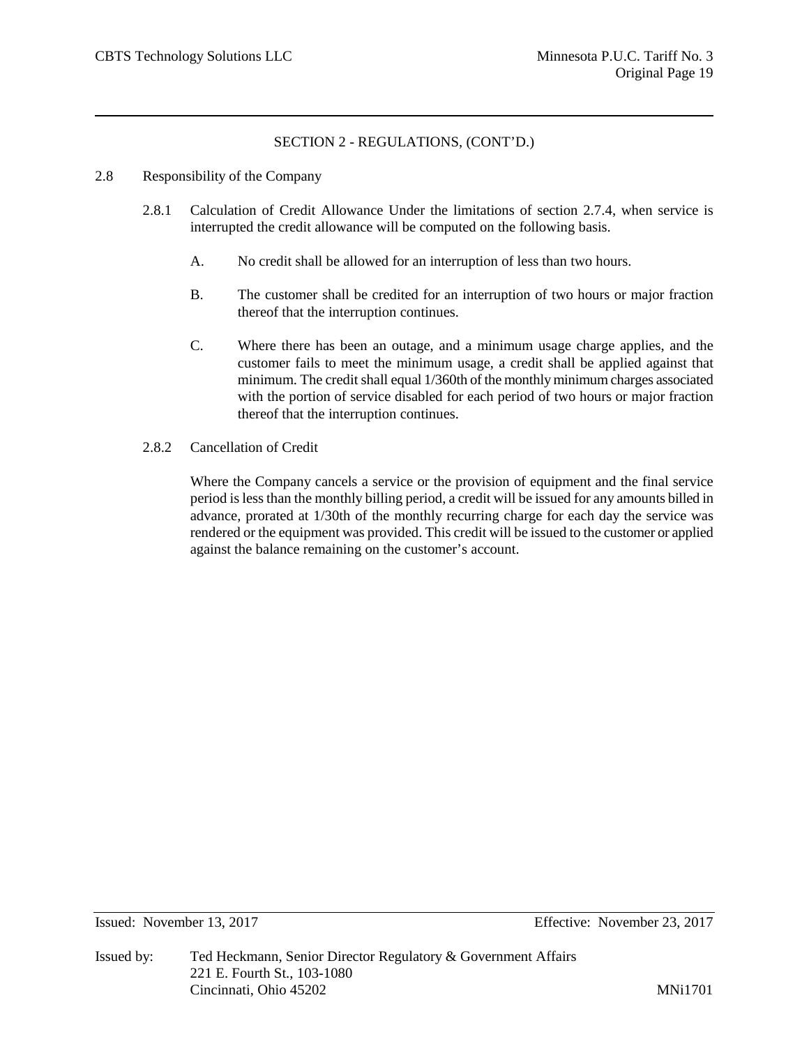## SECTION 2 - REGULATIONS, (CONT'D.)

2.8 Responsibility of the Company

2.8.1 Calculation of Credit Allowance Under the limitations of section 2.7.4, when service is interrupted the credit allowance will be computed on the following basis.

A. No credit shall be allowed for an interruption of less than two hours.

B. The customer shall be credited for an interruption of two hours or major fraction thereof that the interruption continues.

C. Where there has been an outage, and a minimum usage charge applies, and the customer fails to meet the minimum usage, a credit shall be applied against that minimum. The credit shall equal 1/360th of the monthly minimum charges associated with the portion of service disabled for each period of two hours or major fraction thereof that the interruption continues.

2.8.2 Cancellation of Credit

Where the Company cancels a service or the provision of equipment and the final service period is less than the monthly billing period, a credit will be issued for any amounts billed in advance, prorated at 1/30th of the monthly recurring charge for each day the service was rendered or the equipment was provided. This credit will be issued to the customer or applied against the balance remaining on the customer's account.

Issued: November 13, 2017 Effective: November 23, 2017

Issued by: Ted Heckmann, Senior Director Regulatory & Government Affairs
221 E. Fourth St., 103-1080
Cincinnati, Ohio 45202 MNi1701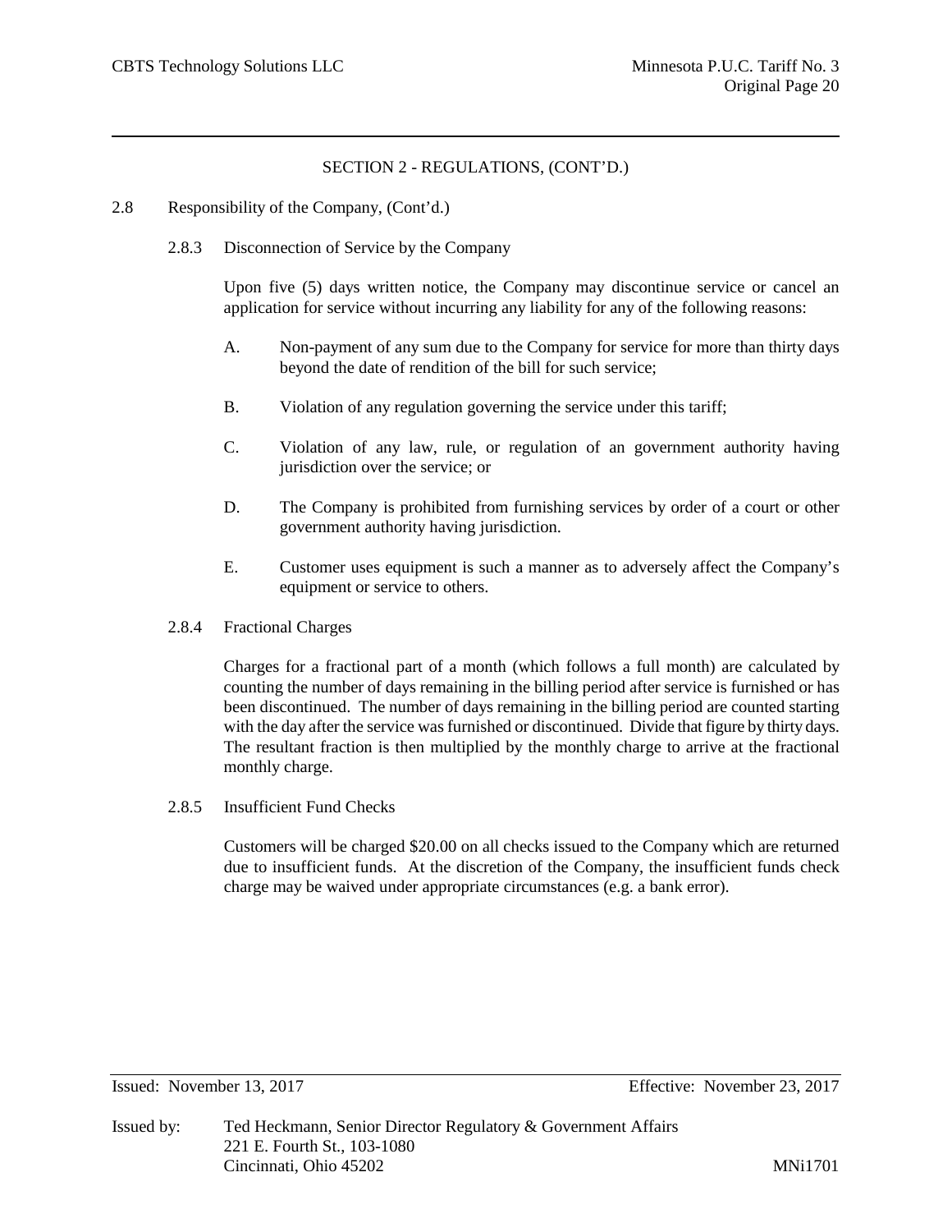## SECTION 2 - REGULATIONS, (CONT'D.)

2.8 Responsibility of the Company, (Cont'd.)

### 2.8.3 Disconnection of Service by the Company

Upon five (5) days written notice, the Company may discontinue service or cancel an application for service without incurring any liability for any of the following reasons:

A. Non-payment of any sum due to the Company for service for more than thirty days beyond the date of rendition of the bill for such service;

B. Violation of any regulation governing the service under this tariff;

C. Violation of any law, rule, or regulation of an government authority having jurisdiction over the service; or

D. The Company is prohibited from furnishing services by order of a court or other government authority having jurisdiction.

E. Customer uses equipment is such a manner as to adversely affect the Company's equipment or service to others.

### 2.8.4 Fractional Charges

Charges for a fractional part of a month (which follows a full month) are calculated by counting the number of days remaining in the billing period after service is furnished or has been discontinued. The number of days remaining in the billing period are counted starting with the day after the service was furnished or discontinued. Divide that figure by thirty days. The resultant fraction is then multiplied by the monthly charge to arrive at the fractional monthly charge.

### 2.8.5 Insufficient Fund Checks

Customers will be charged $20.00 on all checks issued to the Company which are returned due to insufficient funds. At the discretion of the Company, the insufficient funds check charge may be waived under appropriate circumstances (e.g. a bank error).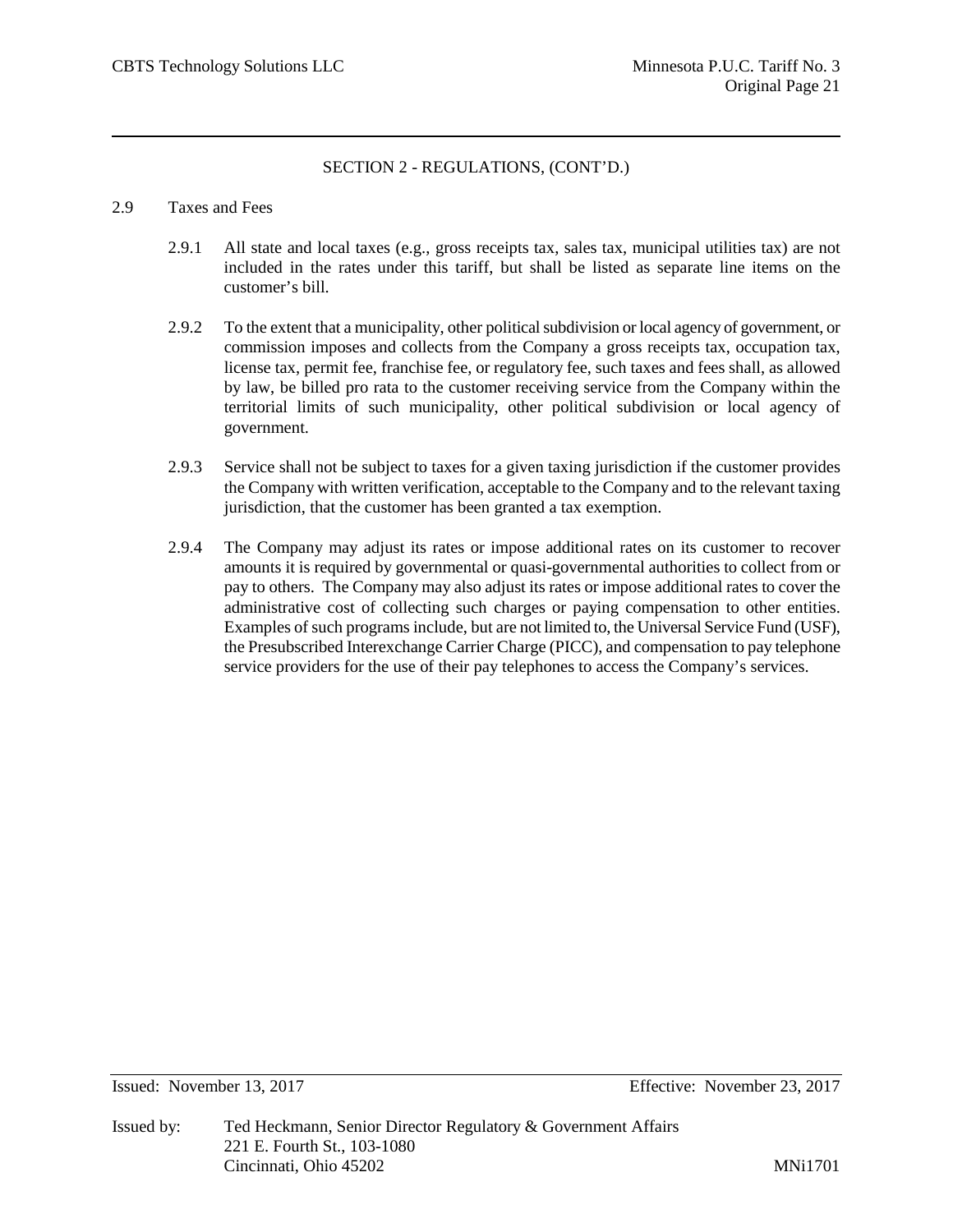SECTION 2 - REGULATIONS, (CONT'D.)

2.9 Taxes and Fees

2.9.1 All state and local taxes (e.g., gross receipts tax, sales tax, municipal utilities tax) are not included in the rates under this tariff, but shall be listed as separate line items on the customer's bill.

2.9.2 To the extent that a municipality, other political subdivision or local agency of government, or commission imposes and collects from the Company a gross receipts tax, occupation tax, license tax, permit fee, franchise fee, or regulatory fee, such taxes and fees shall, as allowed by law, be billed pro rata to the customer receiving service from the Company within the territorial limits of such municipality, other political subdivision or local agency of government.

2.9.3 Service shall not be subject to taxes for a given taxing jurisdiction if the customer provides the Company with written verification, acceptable to the Company and to the relevant taxing jurisdiction, that the customer has been granted a tax exemption.

2.9.4 The Company may adjust its rates or impose additional rates on its customer to recover amounts it is required by governmental or quasi-governmental authorities to collect from or pay to others. The Company may also adjust its rates or impose additional rates to cover the administrative cost of collecting such charges or paying compensation to other entities. Examples of such programs include, but are not limited to, the Universal Service Fund (USF), the Presubscribed Interexchange Carrier Charge (PICC), and compensation to pay telephone service providers for the use of their pay telephones to access the Company's services.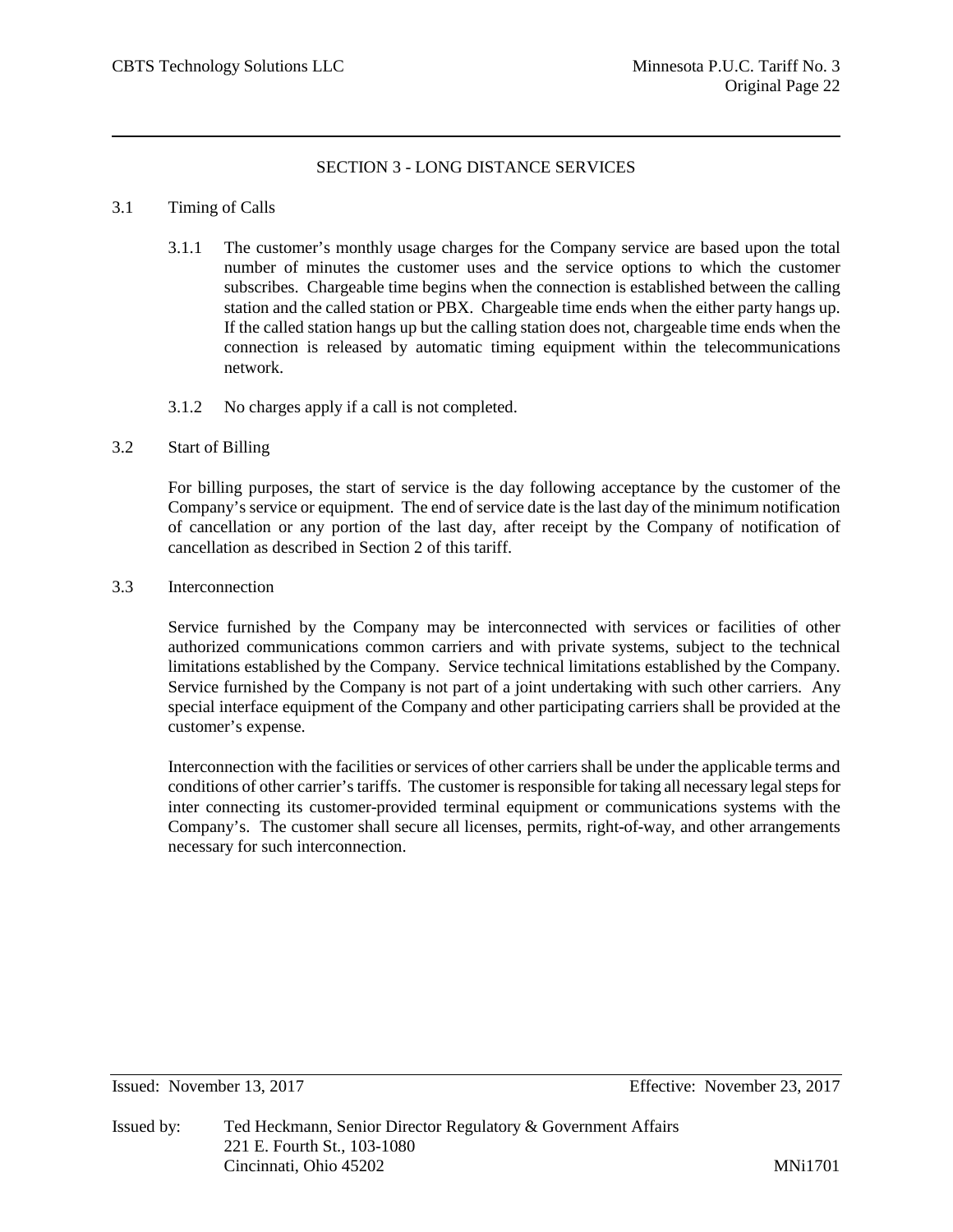## SECTION 3 - LONG DISTANCE SERVICES

### 3.1 Timing of Calls

3.1.1 The customer's monthly usage charges for the Company service are based upon the total number of minutes the customer uses and the service options to which the customer subscribes. Chargeable time begins when the connection is established between the calling station and the called station or PBX. Chargeable time ends when the either party hangs up. If the called station hangs up but the calling station does not, chargeable time ends when the connection is released by automatic timing equipment within the telecommunications network.

3.1.2 No charges apply if a call is not completed.

### 3.2 Start of Billing

For billing purposes, the start of service is the day following acceptance by the customer of the Company's service or equipment. The end of service date is the last day of the minimum notification of cancellation or any portion of the last day, after receipt by the Company of notification of cancellation as described in Section 2 of this tariff.

### 3.3 Interconnection

Service furnished by the Company may be interconnected with services or facilities of other authorized communications common carriers and with private systems, subject to the technical limitations established by the Company. Service technical limitations established by the Company. Service furnished by the Company is not part of a joint undertaking with such other carriers. Any special interface equipment of the Company and other participating carriers shall be provided at the customer's expense.

Interconnection with the facilities or services of other carriers shall be under the applicable terms and conditions of other carrier's tariffs. The customer is responsible for taking all necessary legal steps for inter connecting its customer-provided terminal equipment or communications systems with the Company's. The customer shall secure all licenses, permits, right-of-way, and other arrangements necessary for such interconnection.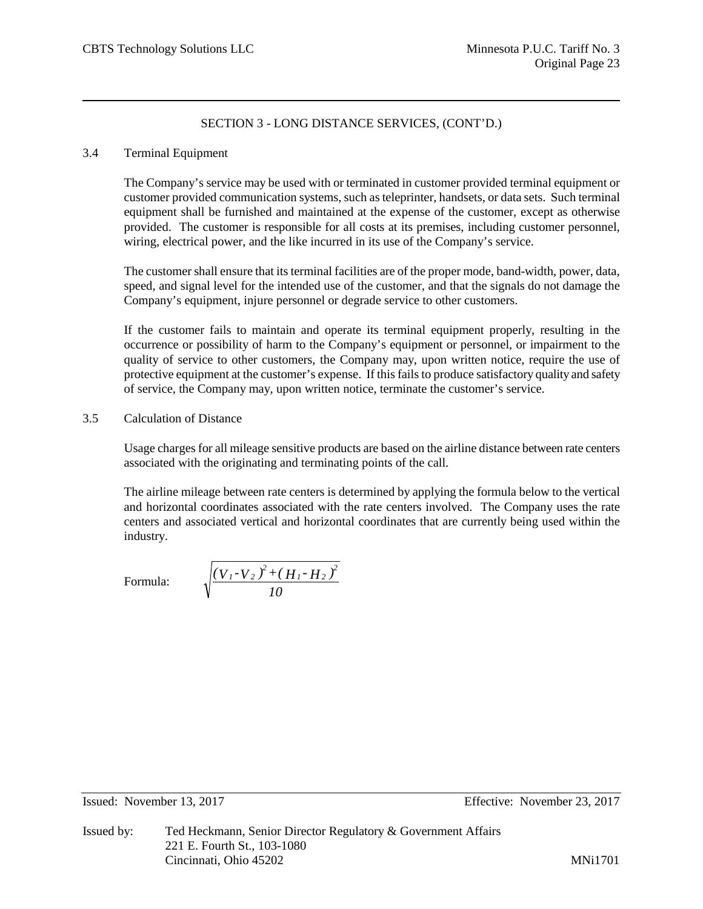## SECTION 3 - LONG DISTANCE SERVICES, (CONT'D.)

### 3.4 Terminal Equipment

The Company's service may be used with or terminated in customer provided terminal equipment or customer provided communication systems, such as teleprinter, handsets, or data sets. Such terminal equipment shall be furnished and maintained at the expense of the customer, except as otherwise provided. The customer is responsible for all costs at its premises, including customer personnel, wiring, electrical power, and the like incurred in its use of the Company's service.

The customer shall ensure that its terminal facilities are of the proper mode, band-width, power, data, speed, and signal level for the intended use of the customer, and that the signals do not damage the Company's equipment, injure personnel or degrade service to other customers.

If the customer fails to maintain and operate its terminal equipment properly, resulting in the occurrence or possibility of harm to the Company's equipment or personnel, or impairment to the quality of service to other customers, the Company may, upon written notice, require the use of protective equipment at the customer's expense. If this fails to produce satisfactory quality and safety of service, the Company may, upon written notice, terminate the customer's service.

### 3.5 Calculation of Distance

Usage charges for all mileage sensitive products are based on the airline distance between rate centers associated with the originating and terminating points of the call.

The airline mileage between rate centers is determined by applying the formula below to the vertical and horizontal coordinates associated with the rate centers involved. The Company uses the rate centers and associated vertical and horizontal coordinates that are currently being used within the industry.

Formula:

$$\sqrt{\frac{(V_1 - V_2)^2 + (H_1 - H_2)^2}{10}}$$

Issued: November 13, 2017

Effective: November 23, 2017

Issued by: Ted Heckmann, Senior Director Regulatory & Government Affairs
221 E. Fourth St., 103-1080
Cincinnati, Ohio 45202

MNi1701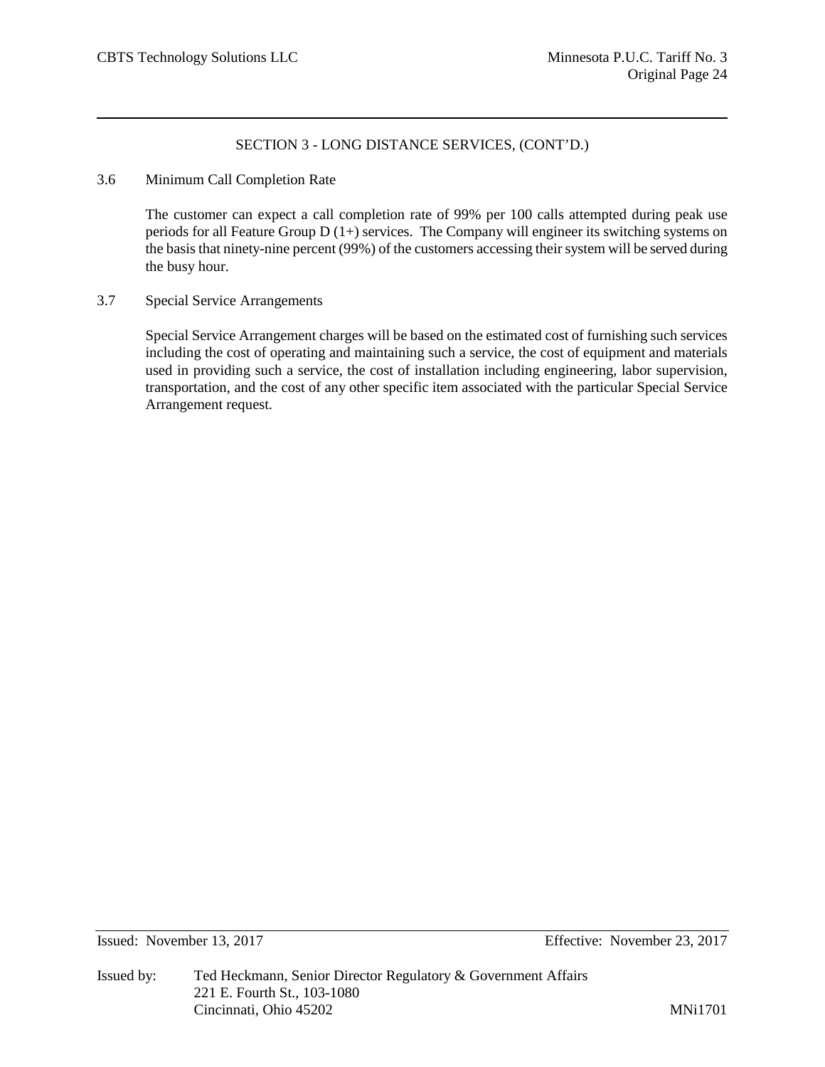SECTION 3 - LONG DISTANCE SERVICES, (CONT'D.)

3.6 Minimum Call Completion Rate

The customer can expect a call completion rate of 99% per 100 calls attempted during peak use periods for all Feature Group D (1+) services. The Company will engineer its switching systems on the basis that ninety-nine percent (99%) of the customers accessing their system will be served during the busy hour.

3.7 Special Service Arrangements

Special Service Arrangement charges will be based on the estimated cost of furnishing such services including the cost of operating and maintaining such a service, the cost of equipment and materials used in providing such a service, the cost of installation including engineering, labor supervision, transportation, and the cost of any other specific item associated with the particular Special Service Arrangement request.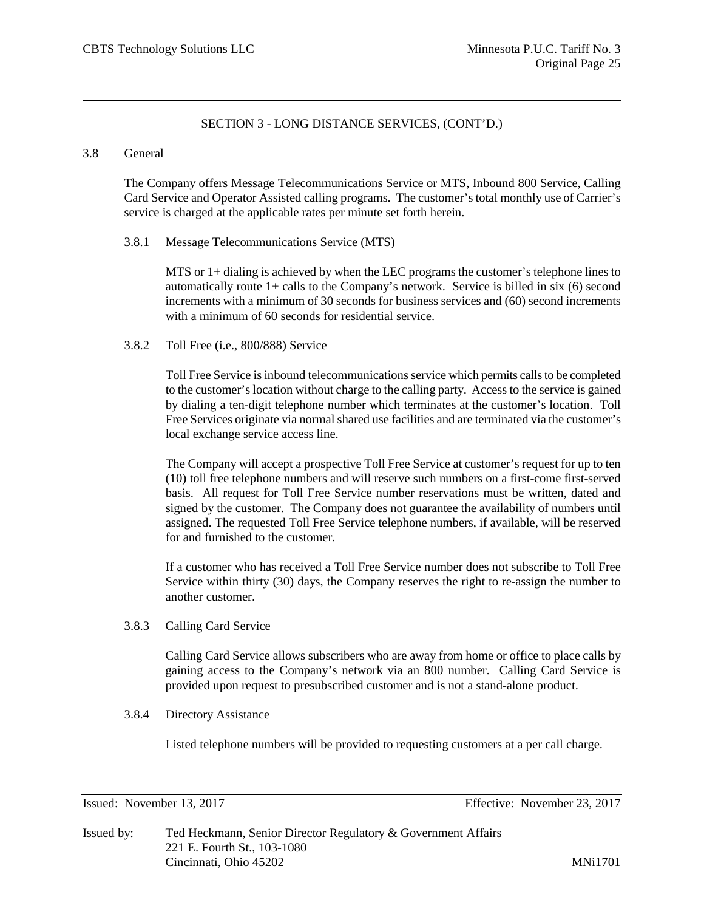## SECTION 3 - LONG DISTANCE SERVICES, (CONT'D.)

### 3.8 General

The Company offers Message Telecommunications Service or MTS, Inbound 800 Service, Calling Card Service and Operator Assisted calling programs. The customer's total monthly use of Carrier's service is charged at the applicable rates per minute set forth herein.

#### 3.8.1 Message Telecommunications Service (MTS)

MTS or 1+ dialing is achieved by when the LEC programs the customer's telephone lines to automatically route 1+ calls to the Company's network. Service is billed in six (6) second increments with a minimum of 30 seconds for business services and (60) second increments with a minimum of 60 seconds for residential service.

#### 3.8.2 Toll Free (i.e., 800/888) Service

Toll Free Service is inbound telecommunications service which permits calls to be completed to the customer's location without charge to the calling party. Access to the service is gained by dialing a ten-digit telephone number which terminates at the customer's location. Toll Free Services originate via normal shared use facilities and are terminated via the customer's local exchange service access line.

The Company will accept a prospective Toll Free Service at customer's request for up to ten (10) toll free telephone numbers and will reserve such numbers on a first-come first-served basis. All request for Toll Free Service number reservations must be written, dated and signed by the customer. The Company does not guarantee the availability of numbers until assigned. The requested Toll Free Service telephone numbers, if available, will be reserved for and furnished to the customer.

If a customer who has received a Toll Free Service number does not subscribe to Toll Free Service within thirty (30) days, the Company reserves the right to re-assign the number to another customer.

#### 3.8.3 Calling Card Service

Calling Card Service allows subscribers who are away from home or office to place calls by gaining access to the Company's network via an 800 number. Calling Card Service is provided upon request to presubscribed customer and is not a stand-alone product.

#### 3.8.4 Directory Assistance

Listed telephone numbers will be provided to requesting customers at a per call charge.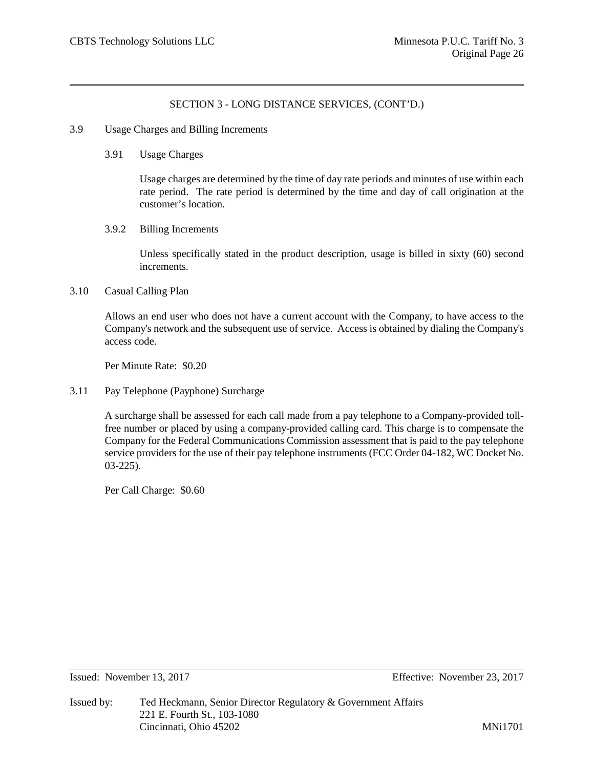## SECTION 3 - LONG DISTANCE SERVICES, (CONT'D.)

### 3.9 Usage Charges and Billing Increments

#### 3.91 Usage Charges

Usage charges are determined by the time of day rate periods and minutes of use within each rate period. The rate period is determined by the time and day of call origination at the customer's location.

#### 3.9.2 Billing Increments

Unless specifically stated in the product description, usage is billed in sixty (60) second increments.

### 3.10 Casual Calling Plan

Allows an end user who does not have a current account with the Company, to have access to the Company's network and the subsequent use of service. Access is obtained by dialing the Company's access code.

Per Minute Rate: $0.20

### 3.11 Pay Telephone (Payphone) Surcharge

A surcharge shall be assessed for each call made from a pay telephone to a Company-provided toll-free number or placed by using a company-provided calling card. This charge is to compensate the Company for the Federal Communications Commission assessment that is paid to the pay telephone service providers for the use of their pay telephone instruments (FCC Order 04-182, WC Docket No. 03-225).

Per Call Charge: $0.60

Issued: November 13, 2017 Effective: November 23, 2017

Issued by: Ted Heckmann, Senior Director Regulatory & Government Affairs
221 E. Fourth St., 103-1080
Cincinnati, Ohio 45202

MNi1701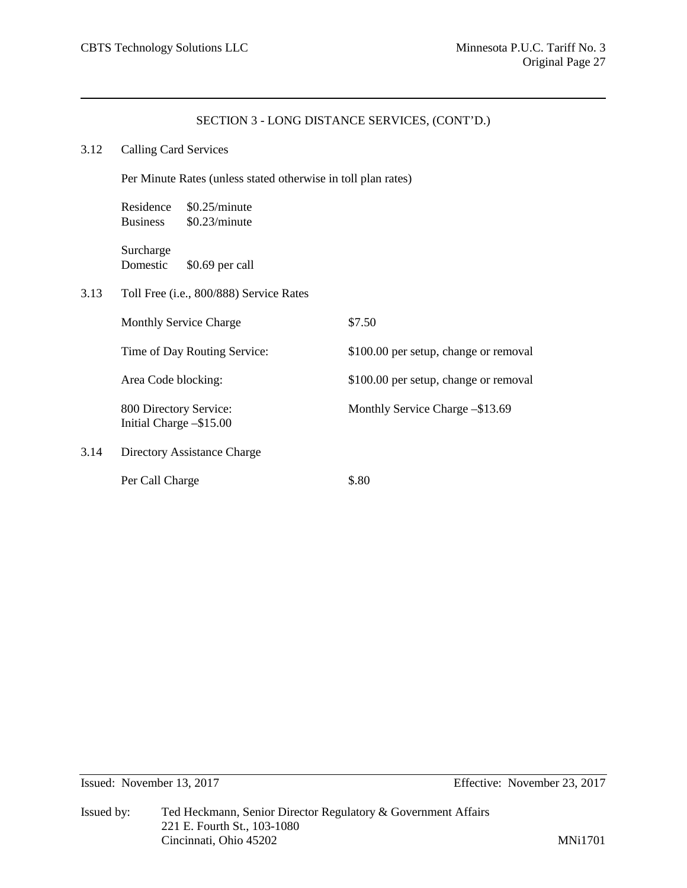## SECTION 3 - LONG DISTANCE SERVICES, (CONT'D.)

### 3.12 Calling Card Services

Per Minute Rates (unless stated otherwise in toll plan rates)

| | |
|---|---|
| Residence | $0.25/minute |
| Business | $0.23/minute |

Surcharge
Domestic $0.69 per call

### 3.13 Toll Free (i.e., 800/888) Service Rates

| | |
|---|---|
| Monthly Service Charge | $7.50 |
| Time of Day Routing Service: | $100.00 per setup, change or removal |
| Area Code blocking: | $100.00 per setup, change or removal |
| 800 Directory Service: Initial Charge –$15.00 | Monthly Service Charge –$13.69 |

### 3.14 Directory Assistance Charge

| | |
|---|---|
| Per Call Charge | $.80 |

Issued: November 13, 2017 Effective: November 23, 2017

Issued by: Ted Heckmann, Senior Director Regulatory & Government Affairs
221 E. Fourth St., 103-1080
Cincinnati, Ohio 45202

MNi1701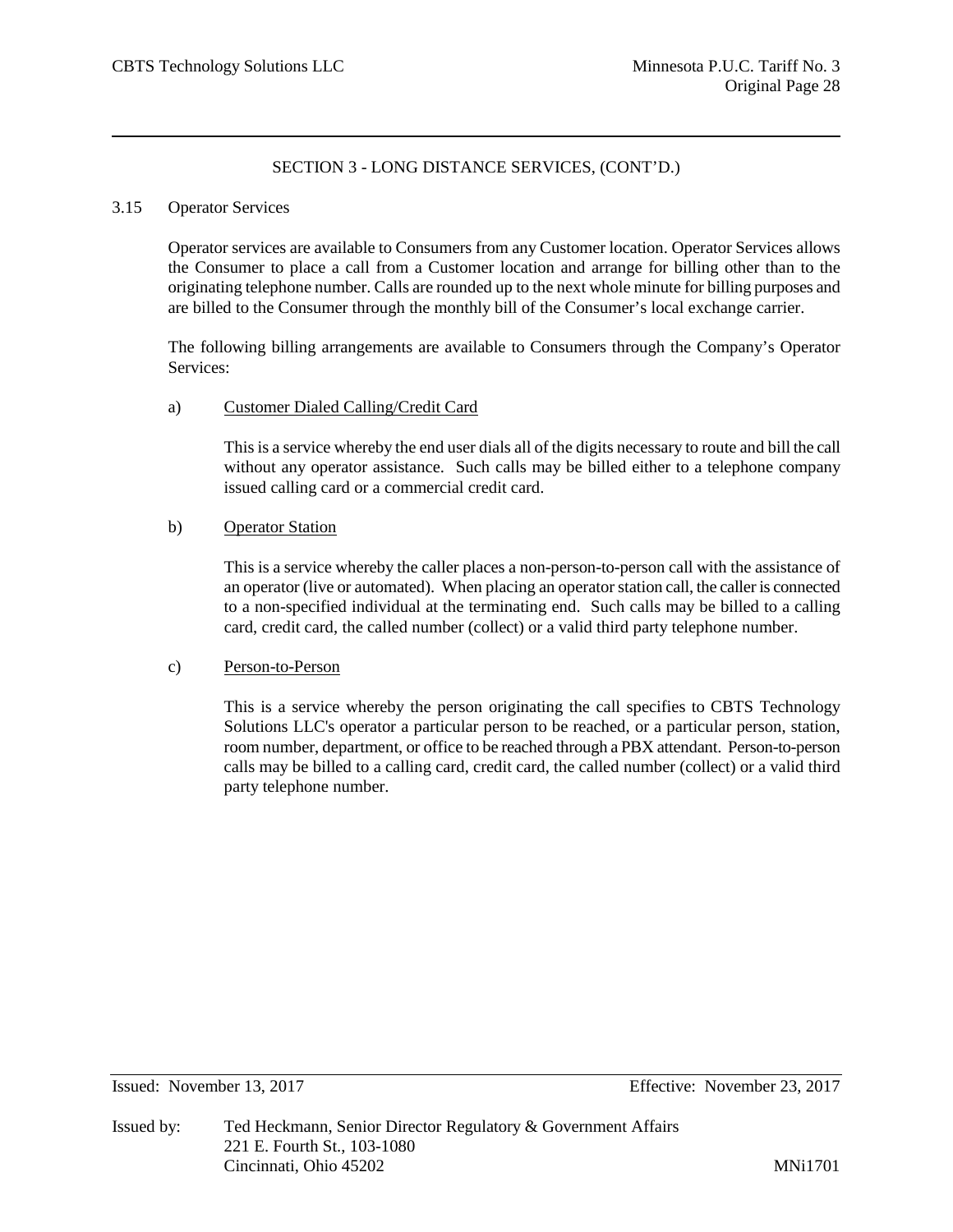SECTION 3 - LONG DISTANCE SERVICES, (CONT'D.)

3.15 Operator Services

Operator services are available to Consumers from any Customer location. Operator Services allows the Consumer to place a call from a Customer location and arrange for billing other than to the originating telephone number. Calls are rounded up to the next whole minute for billing purposes and are billed to the Consumer through the monthly bill of the Consumer's local exchange carrier.

The following billing arrangements are available to Consumers through the Company's Operator Services:

a) Customer Dialed Calling/Credit Card

This is a service whereby the end user dials all of the digits necessary to route and bill the call without any operator assistance. Such calls may be billed either to a telephone company issued calling card or a commercial credit card.

b) Operator Station

This is a service whereby the caller places a non-person-to-person call with the assistance of an operator (live or automated). When placing an operator station call, the caller is connected to a non-specified individual at the terminating end. Such calls may be billed to a calling card, credit card, the called number (collect) or a valid third party telephone number.

c) Person-to-Person

This is a service whereby the person originating the call specifies to CBTS Technology Solutions LLC's operator a particular person to be reached, or a particular person, station, room number, department, or office to be reached through a PBX attendant. Person-to-person calls may be billed to a calling card, credit card, the called number (collect) or a valid third party telephone number.

Issued: November 13, 2017 Effective: November 23, 2017

Issued by: Ted Heckmann, Senior Director Regulatory & Government Affairs
221 E. Fourth St., 103-1080
Cincinnati, Ohio 45202 MNi1701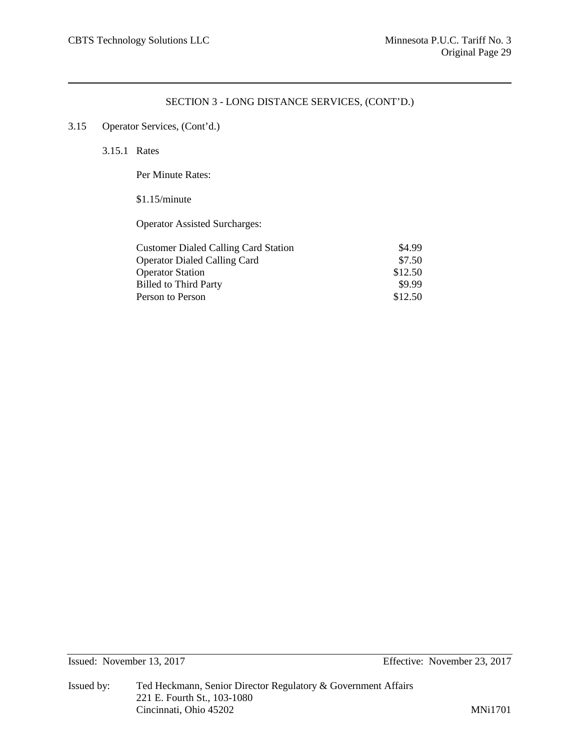## SECTION 3 - LONG DISTANCE SERVICES, (CONT'D.)

3.15 Operator Services, (Cont'd.)

3.15.1 Rates

Per Minute Rates:

$1.15/minute

Operator Assisted Surcharges:

| | |
|---|---|
| Customer Dialed Calling Card Station | $4.99 |
| Operator Dialed Calling Card | $7.50 |
| Operator Station | $12.50 |
| Billed to Third Party | $9.99 |
| Person to Person | $12.50 |

Issued: November 13, 2017 Effective: November 23, 2017

Issued by: Ted Heckmann, Senior Director Regulatory & Government Affairs
221 E. Fourth St., 103-1080
Cincinnati, Ohio 45202

MNi1701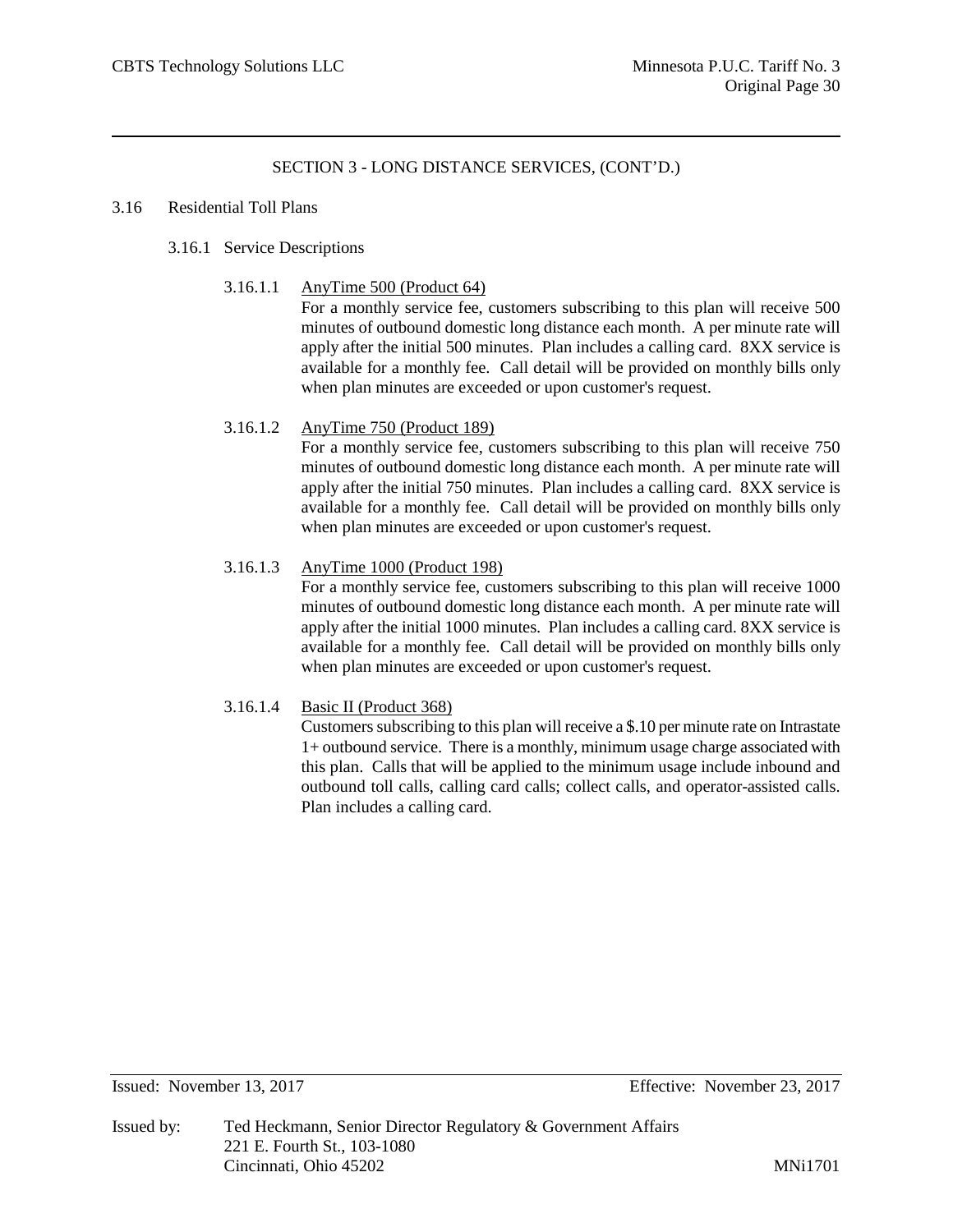## SECTION 3 - LONG DISTANCE SERVICES, (CONT'D.)

### 3.16 Residential Toll Plans

#### 3.16.1 Service Descriptions

**3.16.1.1 AnyTime 500 (Product 64)**

For a monthly service fee, customers subscribing to this plan will receive 500 minutes of outbound domestic long distance each month. A per minute rate will apply after the initial 500 minutes. Plan includes a calling card. 8XX service is available for a monthly fee. Call detail will be provided on monthly bills only when plan minutes are exceeded or upon customer's request.

**3.16.1.2 AnyTime 750 (Product 189)**

For a monthly service fee, customers subscribing to this plan will receive 750 minutes of outbound domestic long distance each month. A per minute rate will apply after the initial 750 minutes. Plan includes a calling card. 8XX service is available for a monthly fee. Call detail will be provided on monthly bills only when plan minutes are exceeded or upon customer's request.

**3.16.1.3 AnyTime 1000 (Product 198)**

For a monthly service fee, customers subscribing to this plan will receive 1000 minutes of outbound domestic long distance each month. A per minute rate will apply after the initial 1000 minutes. Plan includes a calling card. 8XX service is available for a monthly fee. Call detail will be provided on monthly bills only when plan minutes are exceeded or upon customer's request.

**3.16.1.4 Basic II (Product 368)**

Customers subscribing to this plan will receive a $.10 per minute rate on Intrastate 1+ outbound service. There is a monthly, minimum usage charge associated with this plan. Calls that will be applied to the minimum usage include inbound and outbound toll calls, calling card calls; collect calls, and operator-assisted calls. Plan includes a calling card.

Issued: November 13, 2017 Effective: November 23, 2017

Issued by: Ted Heckmann, Senior Director Regulatory & Government Affairs
221 E. Fourth St., 103-1080
Cincinnati, Ohio 45202

MNi1701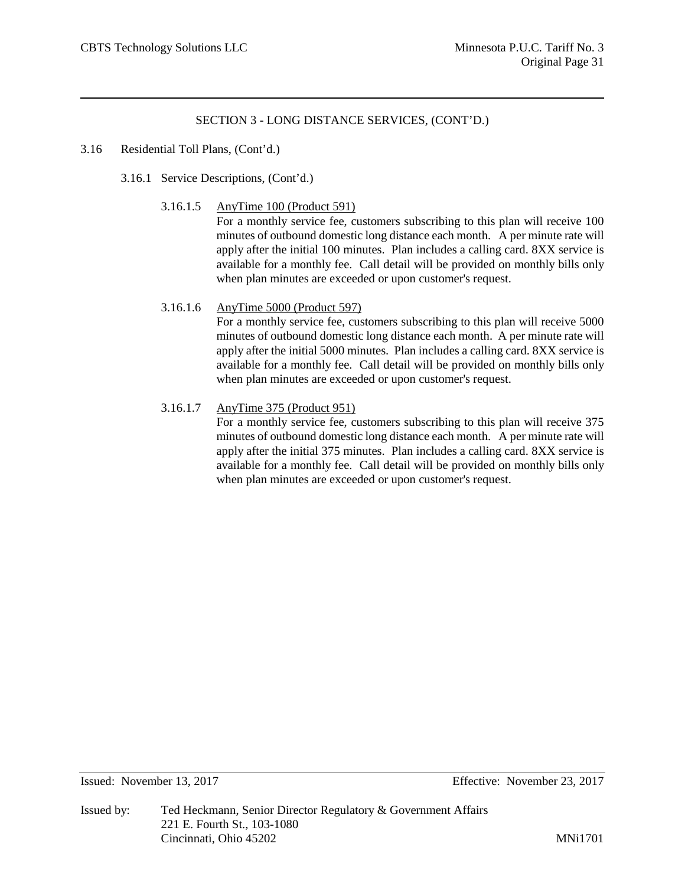## SECTION 3 - LONG DISTANCE SERVICES, (CONT'D.)

3.16 Residential Toll Plans, (Cont'd.)

3.16.1 Service Descriptions, (Cont'd.)

3.16.1.5 AnyTime 100 (Product 591)

For a monthly service fee, customers subscribing to this plan will receive 100 minutes of outbound domestic long distance each month. A per minute rate will apply after the initial 100 minutes. Plan includes a calling card. 8XX service is available for a monthly fee. Call detail will be provided on monthly bills only when plan minutes are exceeded or upon customer's request.

3.16.1.6 AnyTime 5000 (Product 597)

For a monthly service fee, customers subscribing to this plan will receive 5000 minutes of outbound domestic long distance each month. A per minute rate will apply after the initial 5000 minutes. Plan includes a calling card. 8XX service is available for a monthly fee. Call detail will be provided on monthly bills only when plan minutes are exceeded or upon customer's request.

3.16.1.7 AnyTime 375 (Product 951)

For a monthly service fee, customers subscribing to this plan will receive 375 minutes of outbound domestic long distance each month. A per minute rate will apply after the initial 375 minutes. Plan includes a calling card. 8XX service is available for a monthly fee. Call detail will be provided on monthly bills only when plan minutes are exceeded or upon customer's request.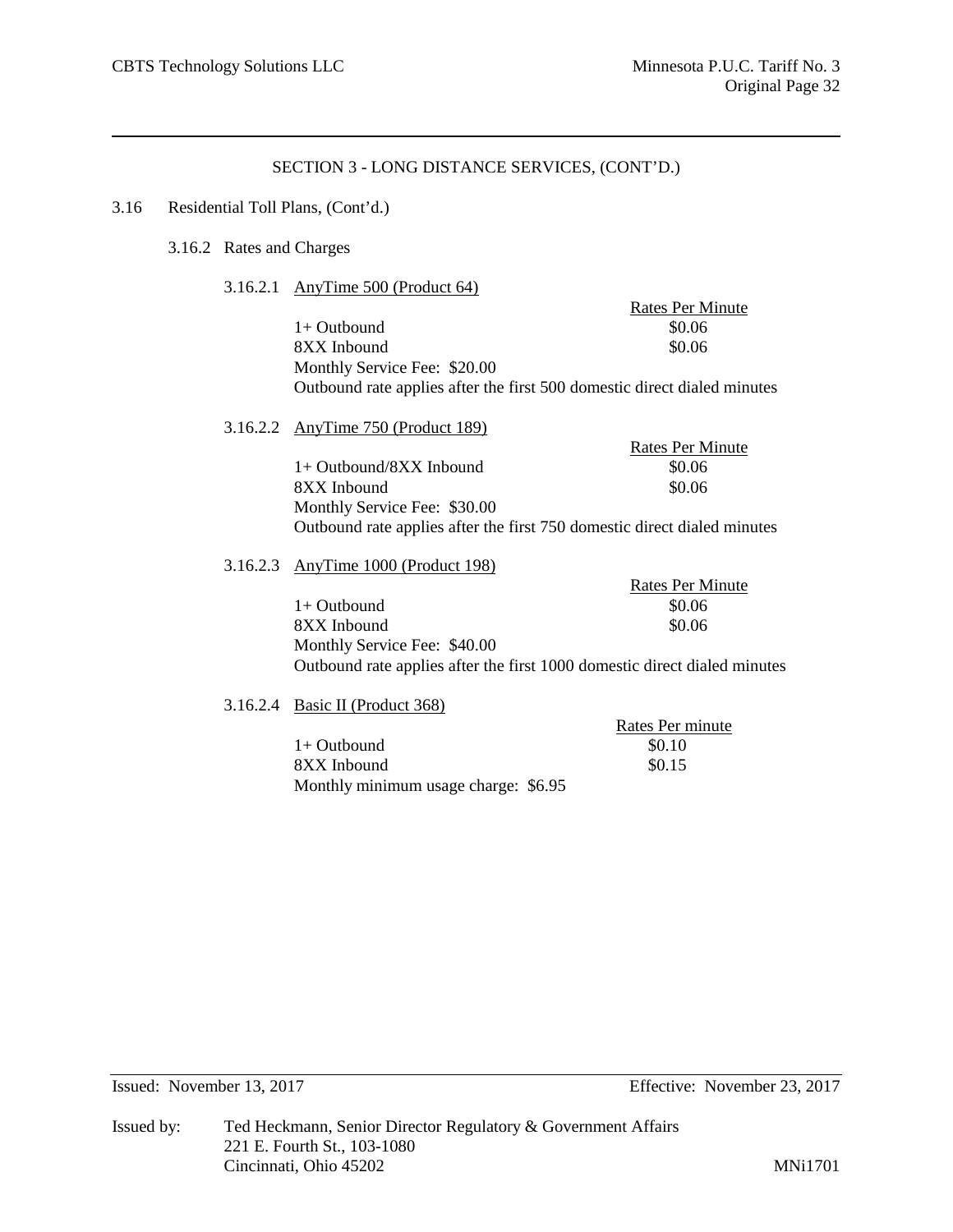## SECTION 3 - LONG DISTANCE SERVICES, (CONT'D.)

3.16 Residential Toll Plans, (Cont'd.)

3.16.2 Rates and Charges

3.16.2.1 AnyTime 500 (Product 64)

| | Rates Per Minute |
|---|---|
| 1+ Outbound | $0.06 |
| 8XX Inbound | $0.06 |

Monthly Service Fee: $20.00

Outbound rate applies after the first 500 domestic direct dialed minutes

3.16.2.2 AnyTime 750 (Product 189)

| | Rates Per Minute |
|---|---|
| 1+ Outbound/8XX Inbound | $0.06 |
| 8XX Inbound | $0.06 |

Monthly Service Fee: $30.00

Outbound rate applies after the first 750 domestic direct dialed minutes

3.16.2.3 AnyTime 1000 (Product 198)

| | Rates Per Minute |
|---|---|
| 1+ Outbound | $0.06 |
| 8XX Inbound | $0.06 |

Monthly Service Fee: $40.00

Outbound rate applies after the first 1000 domestic direct dialed minutes

3.16.2.4 Basic II (Product 368)

| | Rates Per minute |
|---|---|
| 1+ Outbound | $0.10 |
| 8XX Inbound | $0.15 |

Monthly minimum usage charge: $6.95

Issued: November 13, 2017 Effective: November 23, 2017

Issued by: Ted Heckmann, Senior Director Regulatory & Government Affairs
221 E. Fourth St., 103-1080
Cincinnati, Ohio 45202 MNi1701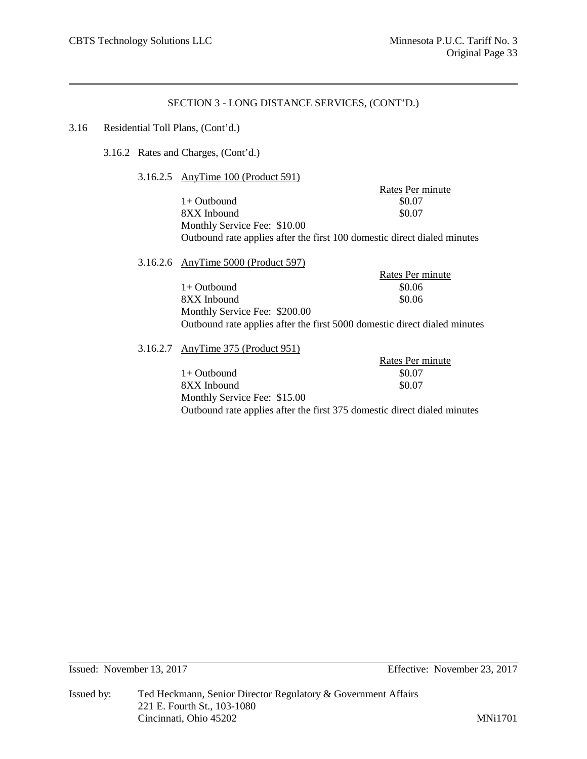## SECTION 3 - LONG DISTANCE SERVICES, (CONT'D.)

3.16 Residential Toll Plans, (Cont'd.)

3.16.2 Rates and Charges, (Cont'd.)

3.16.2.5 AnyTime 100 (Product 591)

| | Rates Per minute |
|---|---|
| 1+ Outbound | $0.07 |
| 8XX Inbound | $0.07 |

Monthly Service Fee: $10.00

Outbound rate applies after the first 100 domestic direct dialed minutes

3.16.2.6 AnyTime 5000 (Product 597)

| | Rates Per minute |
|---|---|
| 1+ Outbound | $0.06 |
| 8XX Inbound | $0.06 |

Monthly Service Fee: $200.00

Outbound rate applies after the first 5000 domestic direct dialed minutes

3.16.2.7 AnyTime 375 (Product 951)

| | Rates Per minute |
|---|---|
| 1+ Outbound | $0.07 |
| 8XX Inbound | $0.07 |

Monthly Service Fee: $15.00

Outbound rate applies after the first 375 domestic direct dialed minutes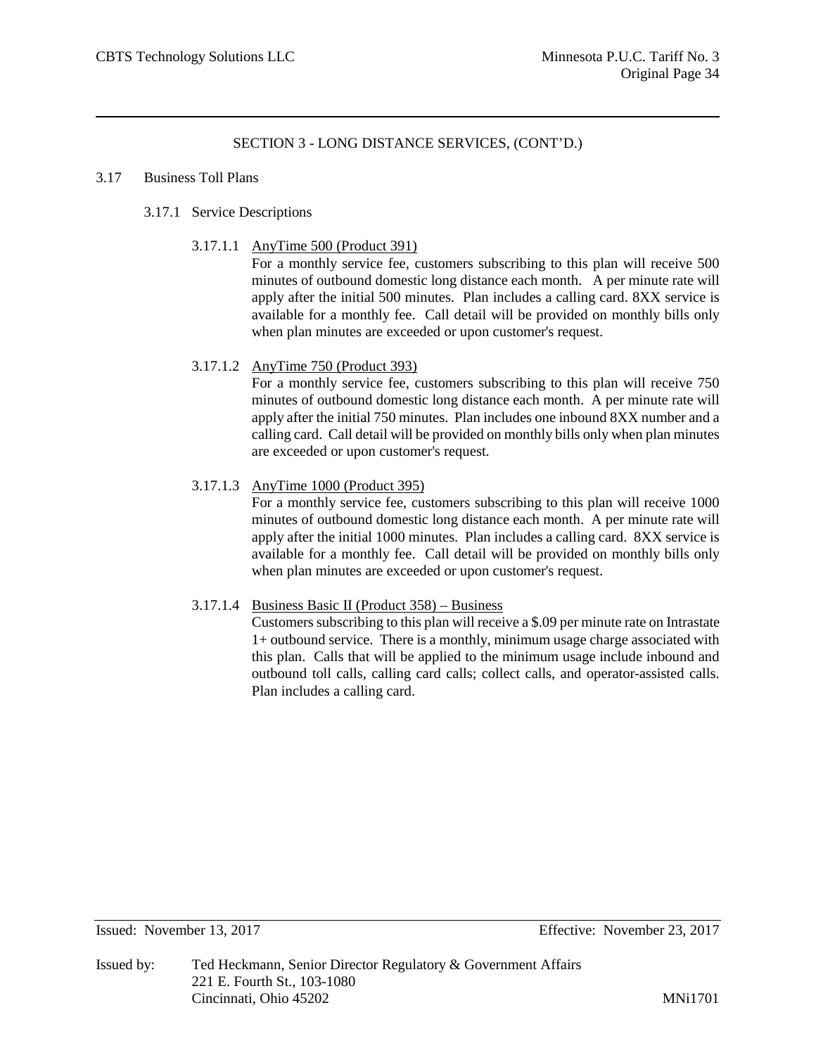## SECTION 3 - LONG DISTANCE SERVICES, (CONT'D.)

### 3.17 Business Toll Plans

#### 3.17.1 Service Descriptions

3.17.1.1 AnyTime 500 (Product 391)

For a monthly service fee, customers subscribing to this plan will receive 500 minutes of outbound domestic long distance each month. A per minute rate will apply after the initial 500 minutes. Plan includes a calling card. 8XX service is available for a monthly fee. Call detail will be provided on monthly bills only when plan minutes are exceeded or upon customer's request.

3.17.1.2 AnyTime 750 (Product 393)

For a monthly service fee, customers subscribing to this plan will receive 750 minutes of outbound domestic long distance each month. A per minute rate will apply after the initial 750 minutes. Plan includes one inbound 8XX number and a calling card. Call detail will be provided on monthly bills only when plan minutes are exceeded or upon customer's request.

3.17.1.3 AnyTime 1000 (Product 395)

For a monthly service fee, customers subscribing to this plan will receive 1000 minutes of outbound domestic long distance each month. A per minute rate will apply after the initial 1000 minutes. Plan includes a calling card. 8XX service is available for a monthly fee. Call detail will be provided on monthly bills only when plan minutes are exceeded or upon customer's request.

3.17.1.4 Business Basic II (Product 358) – Business

Customers subscribing to this plan will receive a $.09 per minute rate on Intrastate 1+ outbound service. There is a monthly, minimum usage charge associated with this plan. Calls that will be applied to the minimum usage include inbound and outbound toll calls, calling card calls; collect calls, and operator-assisted calls. Plan includes a calling card.

Issued: November 13, 2017 Effective: November 23, 2017

Issued by: Ted Heckmann, Senior Director Regulatory & Government Affairs
221 E. Fourth St., 103-1080
Cincinnati, Ohio 45202

MNi1701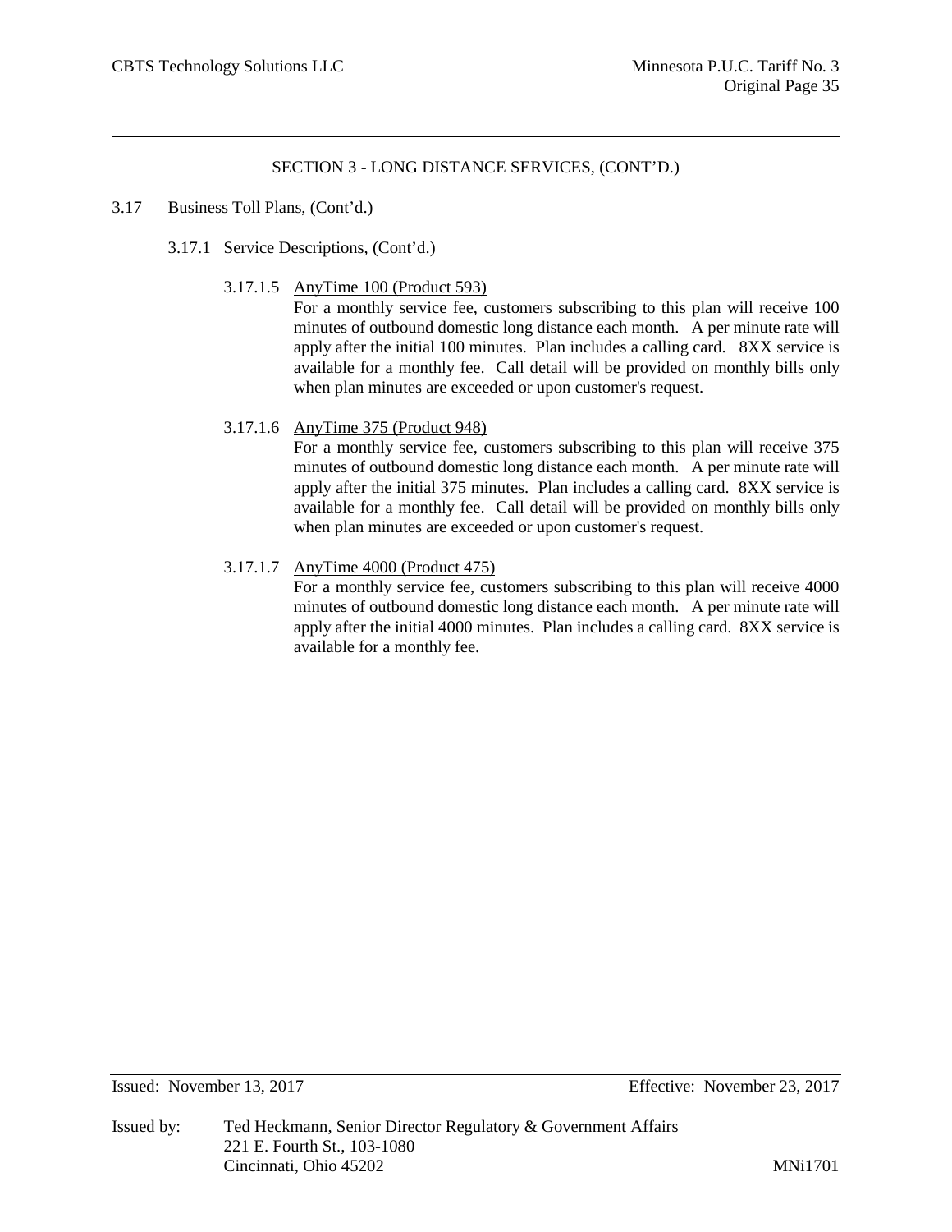## SECTION 3 - LONG DISTANCE SERVICES, (CONT'D.)

3.17 Business Toll Plans, (Cont'd.)

3.17.1 Service Descriptions, (Cont'd.)

3.17.1.5 AnyTime 100 (Product 593)

For a monthly service fee, customers subscribing to this plan will receive 100 minutes of outbound domestic long distance each month. A per minute rate will apply after the initial 100 minutes. Plan includes a calling card. 8XX service is available for a monthly fee. Call detail will be provided on monthly bills only when plan minutes are exceeded or upon customer's request.

3.17.1.6 AnyTime 375 (Product 948)

For a monthly service fee, customers subscribing to this plan will receive 375 minutes of outbound domestic long distance each month. A per minute rate will apply after the initial 375 minutes. Plan includes a calling card. 8XX service is available for a monthly fee. Call detail will be provided on monthly bills only when plan minutes are exceeded or upon customer's request.

3.17.1.7 AnyTime 4000 (Product 475)

For a monthly service fee, customers subscribing to this plan will receive 4000 minutes of outbound domestic long distance each month. A per minute rate will apply after the initial 4000 minutes. Plan includes a calling card. 8XX service is available for a monthly fee.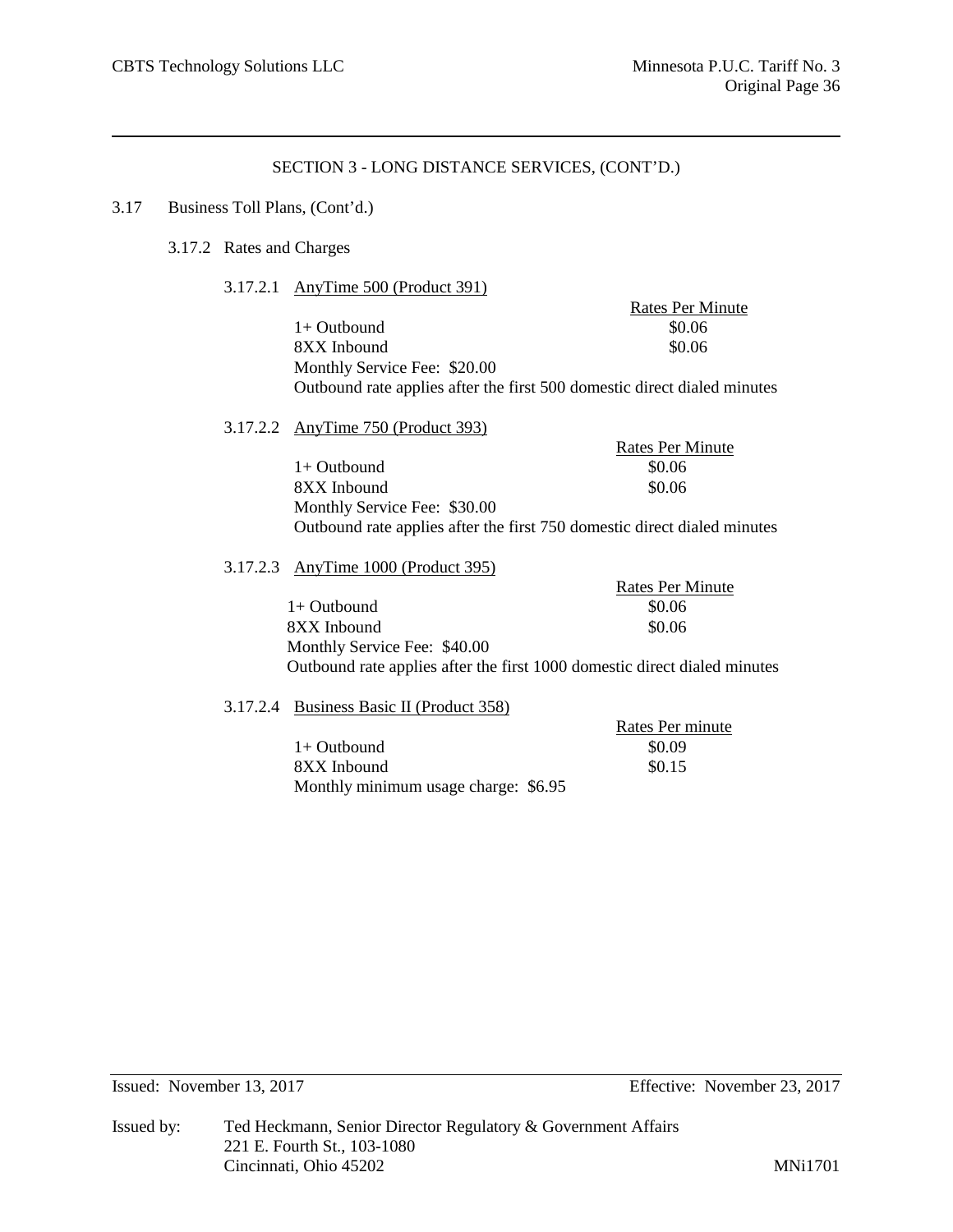SECTION 3 - LONG DISTANCE SERVICES, (CONT'D.)

3.17 Business Toll Plans, (Cont'd.)

3.17.2 Rates and Charges

3.17.2.1 AnyTime 500 (Product 391)

| | Rates Per Minute |
|---|---|
| 1+ Outbound | $0.06 |
| 8XX Inbound | $0.06 |

Monthly Service Fee: $20.00

Outbound rate applies after the first 500 domestic direct dialed minutes

3.17.2.2 AnyTime 750 (Product 393)

| | Rates Per Minute |
|---|---|
| 1+ Outbound | $0.06 |
| 8XX Inbound | $0.06 |

Monthly Service Fee: $30.00

Outbound rate applies after the first 750 domestic direct dialed minutes

3.17.2.3 AnyTime 1000 (Product 395)

| | Rates Per Minute |
|---|---|
| 1+ Outbound | $0.06 |
| 8XX Inbound | $0.06 |

Monthly Service Fee: $40.00

Outbound rate applies after the first 1000 domestic direct dialed minutes

3.17.2.4 Business Basic II (Product 358)

| | Rates Per minute |
|---|---|
| 1+ Outbound | $0.09 |
| 8XX Inbound | $0.15 |

Monthly minimum usage charge: $6.95

Issued: November 13, 2017 Effective: November 23, 2017

Issued by: Ted Heckmann, Senior Director Regulatory & Government Affairs
221 E. Fourth St., 103-1080
Cincinnati, Ohio 45202

MNi1701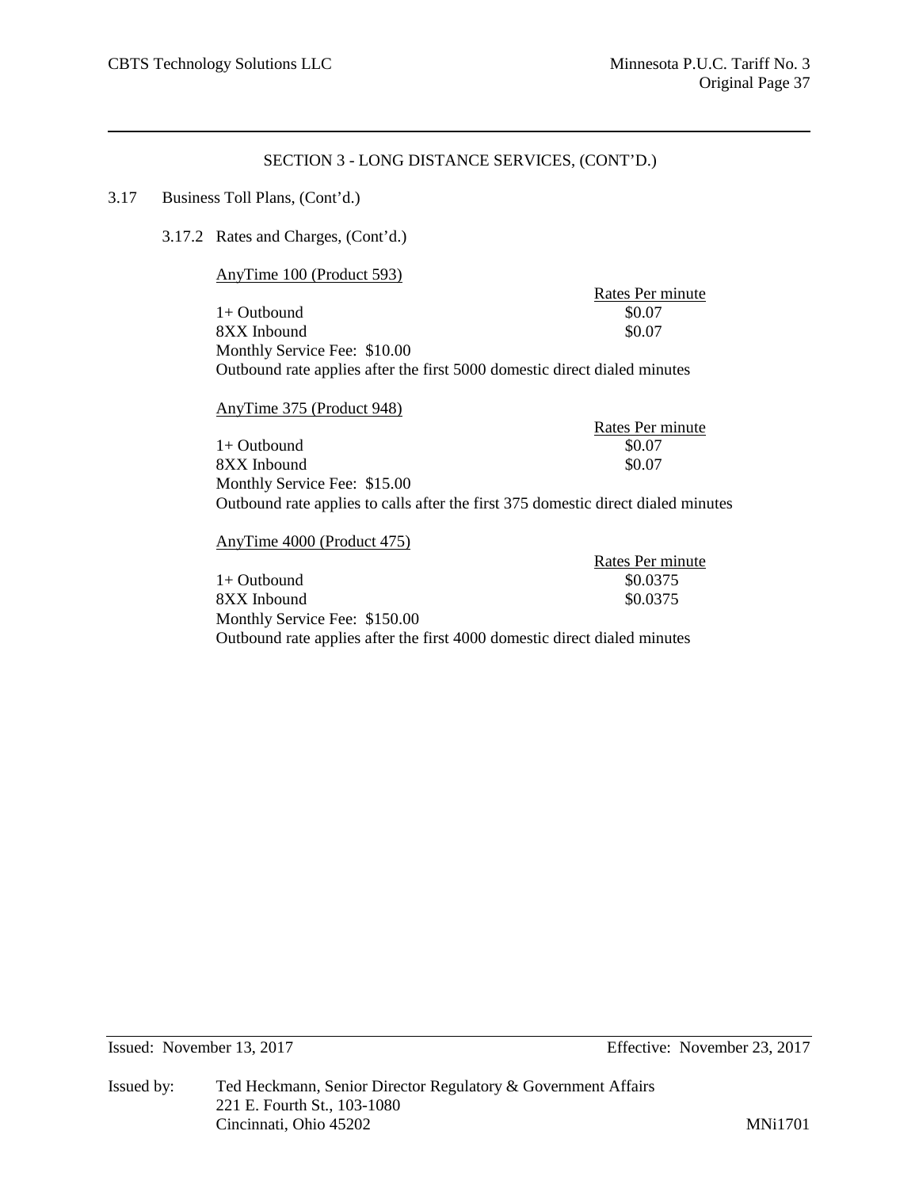## SECTION 3 - LONG DISTANCE SERVICES, (CONT'D.)

3.17 Business Toll Plans, (Cont'd.)

3.17.2 Rates and Charges, (Cont'd.)

AnyTime 100 (Product 593)

| | Rates Per minute |
|---|---|
| 1+ Outbound | $0.07 |
| 8XX Inbound | $0.07 |

Monthly Service Fee: $10.00

Outbound rate applies after the first 5000 domestic direct dialed minutes

AnyTime 375 (Product 948)

| | Rates Per minute |
|---|---|
| 1+ Outbound | $0.07 |
| 8XX Inbound | $0.07 |

Monthly Service Fee: $15.00

Outbound rate applies to calls after the first 375 domestic direct dialed minutes

AnyTime 4000 (Product 475)

| | Rates Per minute |
|---|---|
| 1+ Outbound | $0.0375 |
| 8XX Inbound | $0.0375 |

Monthly Service Fee: $150.00

Outbound rate applies after the first 4000 domestic direct dialed minutes

Issued: November 13, 2017 Effective: November 23, 2017

Issued by: Ted Heckmann, Senior Director Regulatory & Government Affairs
221 E. Fourth St., 103-1080
Cincinnati, Ohio 45202

MNi1701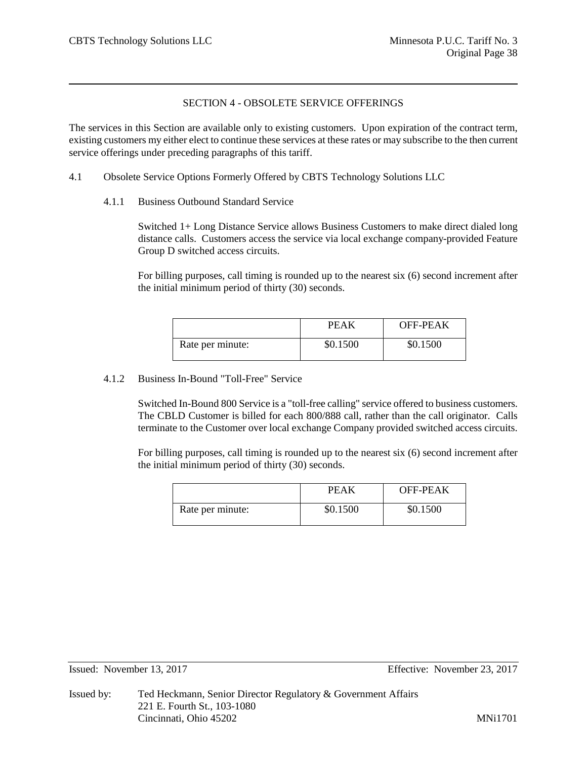## SECTION 4 - OBSOLETE SERVICE OFFERINGS

The services in this Section are available only to existing customers. Upon expiration of the contract term, existing customers my either elect to continue these services at these rates or may subscribe to the then current service offerings under preceding paragraphs of this tariff.

### 4.1 Obsolete Service Options Formerly Offered by CBTS Technology Solutions LLC

#### 4.1.1 Business Outbound Standard Service

Switched 1+ Long Distance Service allows Business Customers to make direct dialed long distance calls. Customers access the service via local exchange company-provided Feature Group D switched access circuits.

For billing purposes, call timing is rounded up to the nearest six (6) second increment after the initial minimum period of thirty (30) seconds.

| | PEAK | OFF-PEAK |
|---|---|---|
| Rate per minute: | $0.1500 | $0.1500 |

#### 4.1.2 Business In-Bound "Toll-Free" Service

Switched In-Bound 800 Service is a "toll-free calling" service offered to business customers. The CBLD Customer is billed for each 800/888 call, rather than the call originator. Calls terminate to the Customer over local exchange Company provided switched access circuits.

For billing purposes, call timing is rounded up to the nearest six (6) second increment after the initial minimum period of thirty (30) seconds.

| | PEAK | OFF-PEAK |
|---|---|---|
| Rate per minute: | $0.1500 | $0.1500 |

Issued: November 13, 2017 Effective: November 23, 2017

Issued by: Ted Heckmann, Senior Director Regulatory & Government Affairs
221 E. Fourth St., 103-1080
Cincinnati, Ohio 45202

MNi1701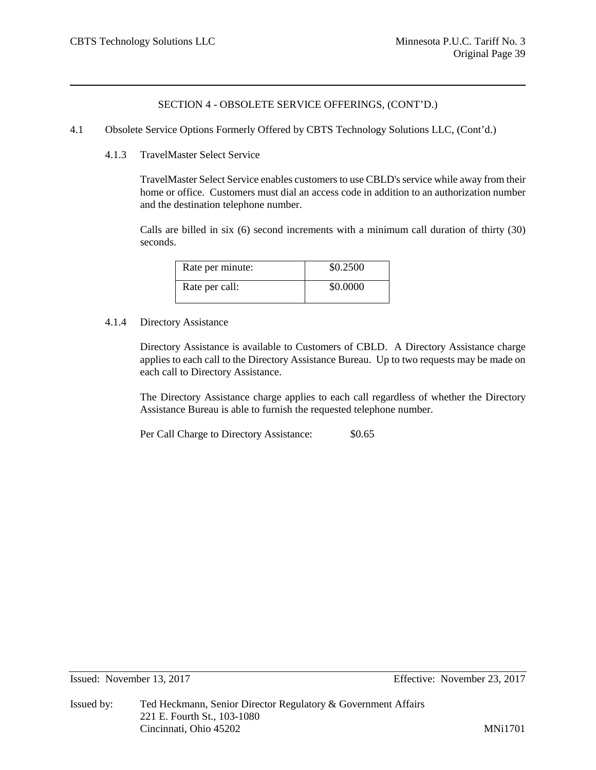## SECTION 4 - OBSOLETE SERVICE OFFERINGS, (CONT'D.)

4.1 Obsolete Service Options Formerly Offered by CBTS Technology Solutions LLC, (Cont'd.)

### 4.1.3 TravelMaster Select Service

TravelMaster Select Service enables customers to use CBLD's service while away from their home or office. Customers must dial an access code in addition to an authorization number and the destination telephone number.

Calls are billed in six (6) second increments with a minimum call duration of thirty (30) seconds.

| Rate per minute: | $0.2500 |
|---|---|
| Rate per call: | $0.0000 |

### 4.1.4 Directory Assistance

Directory Assistance is available to Customers of CBLD. A Directory Assistance charge applies to each call to the Directory Assistance Bureau. Up to two requests may be made on each call to Directory Assistance.

The Directory Assistance charge applies to each call regardless of whether the Directory Assistance Bureau is able to furnish the requested telephone number.

Per Call Charge to Directory Assistance: $0.65

Issued: November 13, 2017 Effective: November 23, 2017

Issued by: Ted Heckmann, Senior Director Regulatory & Government Affairs
221 E. Fourth St., 103-1080
Cincinnati, Ohio 45202 MNi1701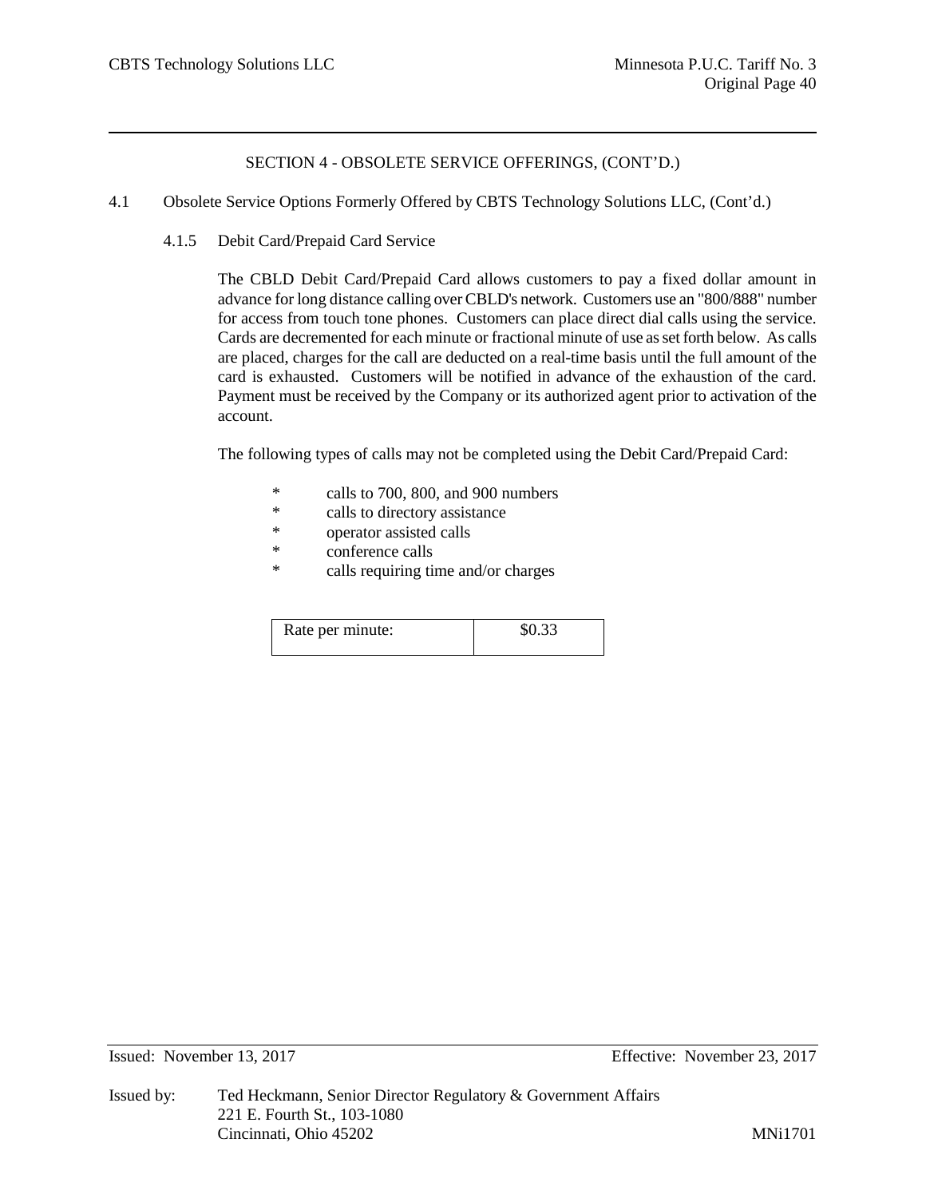## SECTION 4 - OBSOLETE SERVICE OFFERINGS, (CONT'D.)

4.1 Obsolete Service Options Formerly Offered by CBTS Technology Solutions LLC, (Cont'd.)

### 4.1.5 Debit Card/Prepaid Card Service

The CBLD Debit Card/Prepaid Card allows customers to pay a fixed dollar amount in advance for long distance calling over CBLD's network. Customers use an "800/888" number for access from touch tone phones. Customers can place direct dial calls using the service. Cards are decremented for each minute or fractional minute of use as set forth below. As calls are placed, charges for the call are deducted on a real-time basis until the full amount of the card is exhausted. Customers will be notified in advance of the exhaustion of the card. Payment must be received by the Company or its authorized agent prior to activation of the account.

The following types of calls may not be completed using the Debit Card/Prepaid Card:

* calls to 700, 800, and 900 numbers
* calls to directory assistance
* operator assisted calls
* conference calls
* calls requiring time and/or charges

| Rate per minute: | $0.33 |
|---|---|

Issued: November 13, 2017

Effective: November 23, 2017

Issued by: Ted Heckmann, Senior Director Regulatory & Government Affairs
221 E. Fourth St., 103-1080
Cincinnati, Ohio 45202

MNi1701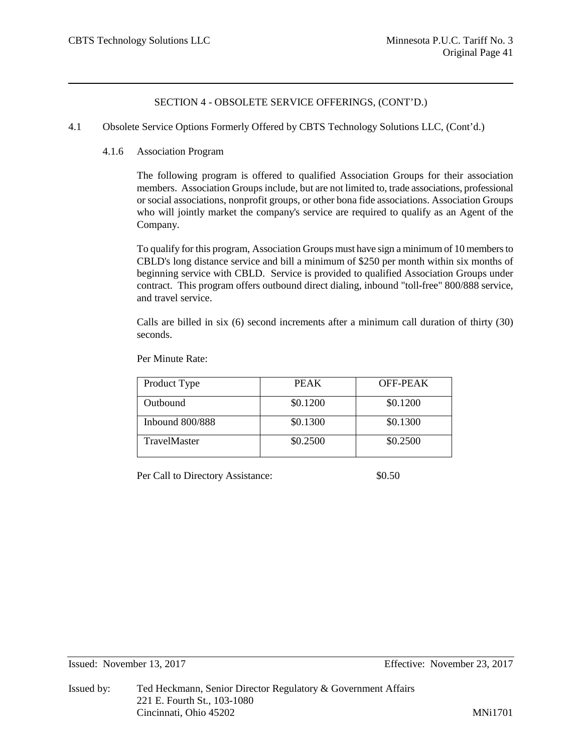## SECTION 4 - OBSOLETE SERVICE OFFERINGS, (CONT'D.)

4.1 Obsolete Service Options Formerly Offered by CBTS Technology Solutions LLC, (Cont'd.)

### 4.1.6 Association Program

The following program is offered to qualified Association Groups for their association members. Association Groups include, but are not limited to, trade associations, professional or social associations, nonprofit groups, or other bona fide associations. Association Groups who will jointly market the company's service are required to qualify as an Agent of the Company.

To qualify for this program, Association Groups must have sign a minimum of 10 members to CBLD's long distance service and bill a minimum of $250 per month within six months of beginning service with CBLD. Service is provided to qualified Association Groups under contract. This program offers outbound direct dialing, inbound "toll-free" 800/888 service, and travel service.

Calls are billed in six (6) second increments after a minimum call duration of thirty (30) seconds.

Per Minute Rate:

| Product Type | PEAK | OFF-PEAK |
|---|---|---|
| Outbound | $0.1200 | $0.1200 |
| Inbound 800/888 | $0.1300 | $0.1300 |
| TravelMaster | $0.2500 | $0.2500 |

Per Call to Directory Assistance: $0.50

Issued: November 13, 2017 Effective: November 23, 2017

Issued by: Ted Heckmann, Senior Director Regulatory & Government Affairs
221 E. Fourth St., 103-1080
Cincinnati, Ohio 45202

MNi1701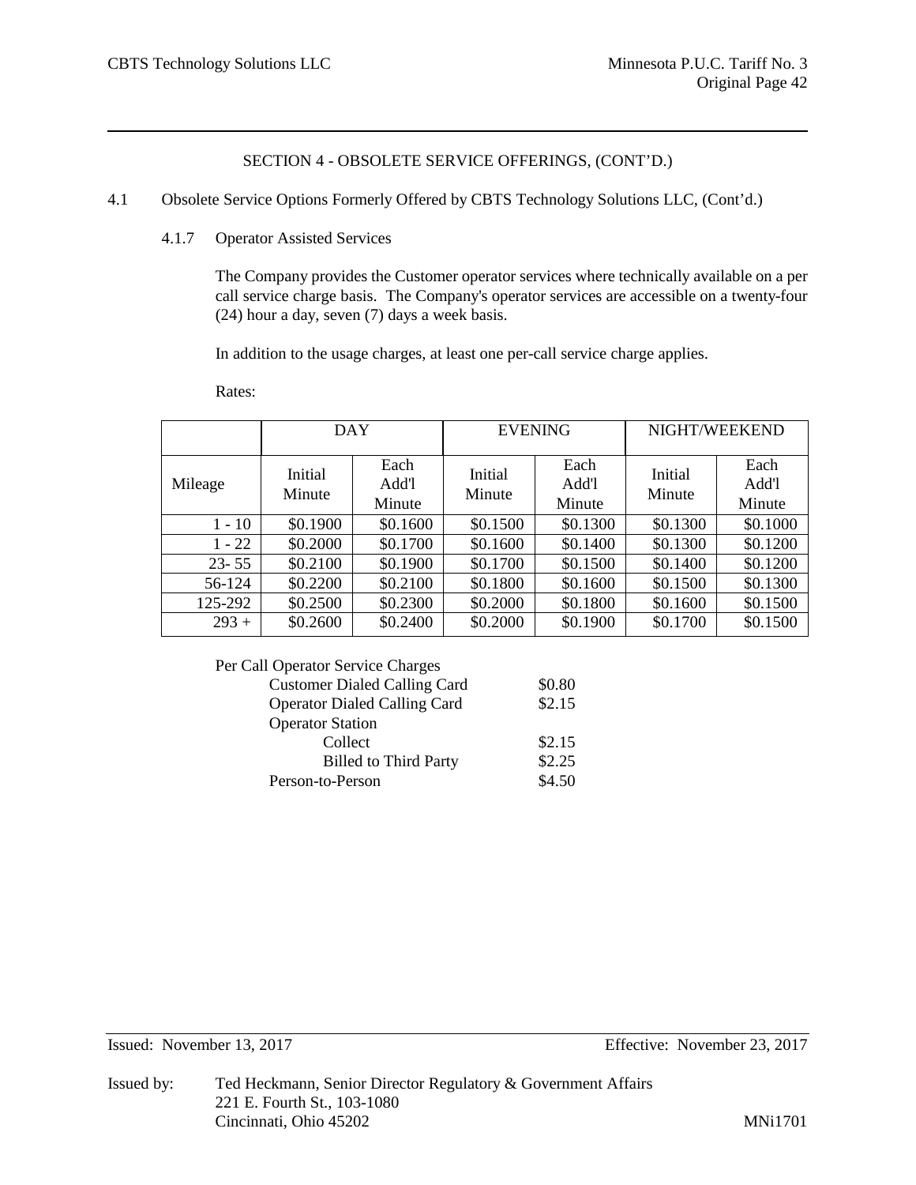## SECTION 4 - OBSOLETE SERVICE OFFERINGS, (CONT'D.)

4.1 Obsolete Service Options Formerly Offered by CBTS Technology Solutions LLC, (Cont'd.)

### 4.1.7 Operator Assisted Services

The Company provides the Customer operator services where technically available on a per call service charge basis. The Company's operator services are accessible on a twenty-four (24) hour a day, seven (7) days a week basis.

In addition to the usage charges, at least one per-call service charge applies.

Rates:

| | DAY | | EVENING | | NIGHT/WEEKEND | |
|---|---|---|---|---|---|---|
| Mileage | Initial Minute | Each Add'l Minute | Initial Minute | Each Add'l Minute | Initial Minute | Each Add'l Minute |
| 1 - 10 | $0.1900 | $0.1600 | $0.1500 | $0.1300 | $0.1300 | $0.1000 |
| 1 - 22 | $0.2000 | $0.1700 | $0.1600 | $0.1400 | $0.1300 | $0.1200 |
| 23- 55 | $0.2100 | $0.1900 | $0.1700 | $0.1500 | $0.1400 | $0.1200 |
| 56-124 | $0.2200 | $0.2100 | $0.1800 | $0.1600 | $0.1500 | $0.1300 |
| 125-292 | $0.2500 | $0.2300 | $0.2000 | $0.1800 | $0.1600 | $0.1500 |
| 293 + | $0.2600 | $0.2400 | $0.2000 | $0.1900 | $0.1700 | $0.1500 |

Per Call Operator Service Charges

| | |
|---|---|
| Customer Dialed Calling Card | $0.80 |
| Operator Dialed Calling Card | $2.15 |
| Operator Station | |
| Collect | $2.15 |
| Billed to Third Party | $2.25 |
| Person-to-Person | $4.50 |

Issued: November 13, 2017 Effective: November 23, 2017

Issued by: Ted Heckmann, Senior Director Regulatory & Government Affairs
221 E. Fourth St., 103-1080
Cincinnati, Ohio 45202

MNi1701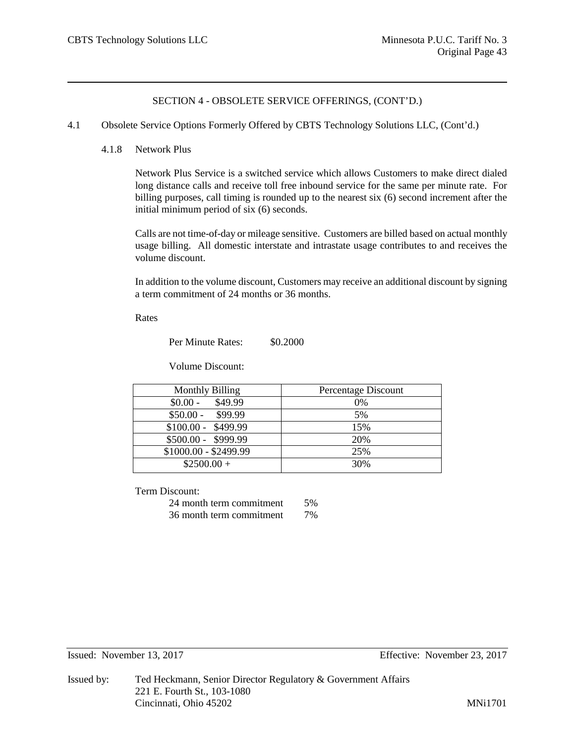SECTION 4 - OBSOLETE SERVICE OFFERINGS, (CONT'D.)

4.1 Obsolete Service Options Formerly Offered by CBTS Technology Solutions LLC, (Cont'd.)

4.1.8 Network Plus

Network Plus Service is a switched service which allows Customers to make direct dialed long distance calls and receive toll free inbound service for the same per minute rate. For billing purposes, call timing is rounded up to the nearest six (6) second increment after the initial minimum period of six (6) seconds.

Calls are not time-of-day or mileage sensitive. Customers are billed based on actual monthly usage billing. All domestic interstate and intrastate usage contributes to and receives the volume discount.

In addition to the volume discount, Customers may receive an additional discount by signing a term commitment of 24 months or 36 months.

Rates

Per Minute Rates: $0.2000

Volume Discount:

| Monthly Billing | Percentage Discount |
|---|---|
| $0.00 - $49.99 | 0% |
| $50.00 - $99.99 | 5% |
| $100.00 - $499.99 | 15% |
| $500.00 - $999.99 | 20% |
| $1000.00 - $2499.99 | 25% |
| $2500.00 + | 30% |

Term Discount:

| | |
|---|---|
| 24 month term commitment | 5% |
| 36 month term commitment | 7% |

Issued: November 13, 2017 Effective: November 23, 2017

Issued by: Ted Heckmann, Senior Director Regulatory & Government Affairs
221 E. Fourth St., 103-1080
Cincinnati, Ohio 45202 MNi1701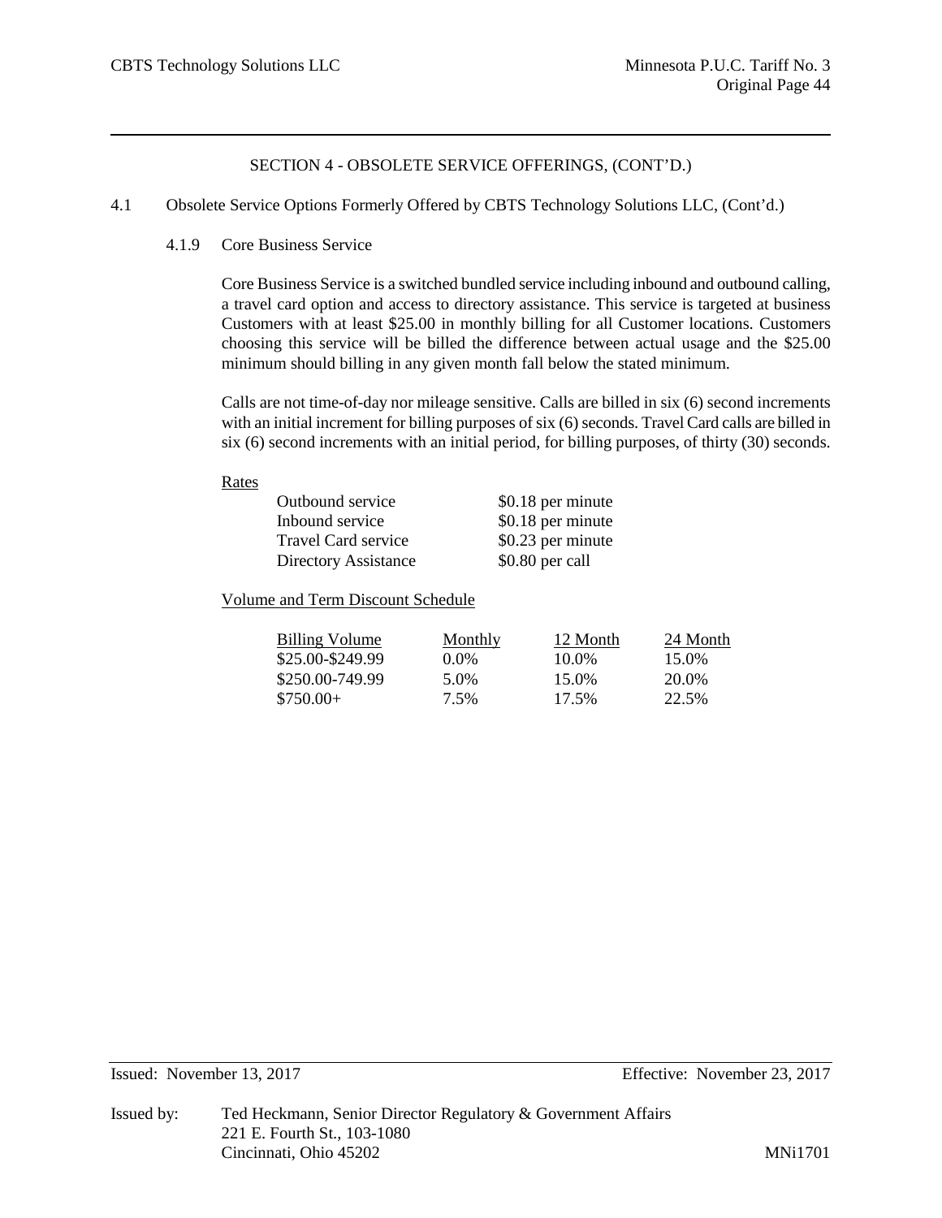## SECTION 4 - OBSOLETE SERVICE OFFERINGS, (CONT'D.)

4.1 Obsolete Service Options Formerly Offered by CBTS Technology Solutions LLC, (Cont'd.)

### 4.1.9 Core Business Service

Core Business Service is a switched bundled service including inbound and outbound calling, a travel card option and access to directory assistance. This service is targeted at business Customers with at least $25.00 in monthly billing for all Customer locations. Customers choosing this service will be billed the difference between actual usage and the $25.00 minimum should billing in any given month fall below the stated minimum.

Calls are not time-of-day nor mileage sensitive. Calls are billed in six (6) second increments with an initial increment for billing purposes of six (6) seconds. Travel Card calls are billed in six (6) second increments with an initial period, for billing purposes, of thirty (30) seconds.

Rates

| | |
|---|---|
| Outbound service | $0.18 per minute |
| Inbound service | $0.18 per minute |
| Travel Card service | $0.23 per minute |
| Directory Assistance | $0.80 per call |

Volume and Term Discount Schedule

| Billing Volume | Monthly | 12 Month | 24 Month |
|---|---|---|---|
| $25.00-$249.99 | 0.0% | 10.0% | 15.0% |
| $250.00-749.99 | 5.0% | 15.0% | 20.0% |
| $750.00+ | 7.5% | 17.5% | 22.5% |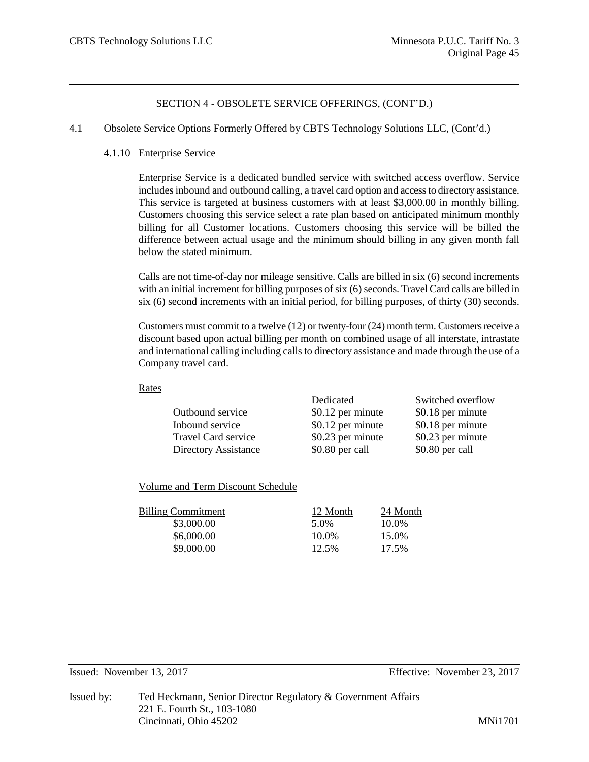## SECTION 4 - OBSOLETE SERVICE OFFERINGS, (CONT'D.)

4.1 Obsolete Service Options Formerly Offered by CBTS Technology Solutions LLC, (Cont'd.)

### 4.1.10 Enterprise Service

Enterprise Service is a dedicated bundled service with switched access overflow. Service includes inbound and outbound calling, a travel card option and access to directory assistance. This service is targeted at business customers with at least $3,000.00 in monthly billing. Customers choosing this service select a rate plan based on anticipated minimum monthly billing for all Customer locations. Customers choosing this service will be billed the difference between actual usage and the minimum should billing in any given month fall below the stated minimum.

Calls are not time-of-day nor mileage sensitive. Calls are billed in six (6) second increments with an initial increment for billing purposes of six (6) seconds. Travel Card calls are billed in six (6) second increments with an initial period, for billing purposes, of thirty (30) seconds.

Customers must commit to a twelve (12) or twenty-four (24) month term. Customers receive a discount based upon actual billing per month on combined usage of all interstate, intrastate and international calling including calls to directory assistance and made through the use of a Company travel card.

Rates

| | Dedicated | Switched overflow |
|---|---|---|
| Outbound service | $0.12 per minute | $0.18 per minute |
| Inbound service | $0.12 per minute | $0.18 per minute |
| Travel Card service | $0.23 per minute | $0.23 per minute |
| Directory Assistance | $0.80 per call | $0.80 per call |

Volume and Term Discount Schedule

| Billing Commitment | 12 Month | 24 Month |
|---|---|---|
| $3,000.00 | 5.0% | 10.0% |
| $6,000.00 | 10.0% | 15.0% |
| $9,000.00 | 12.5% | 17.5% |